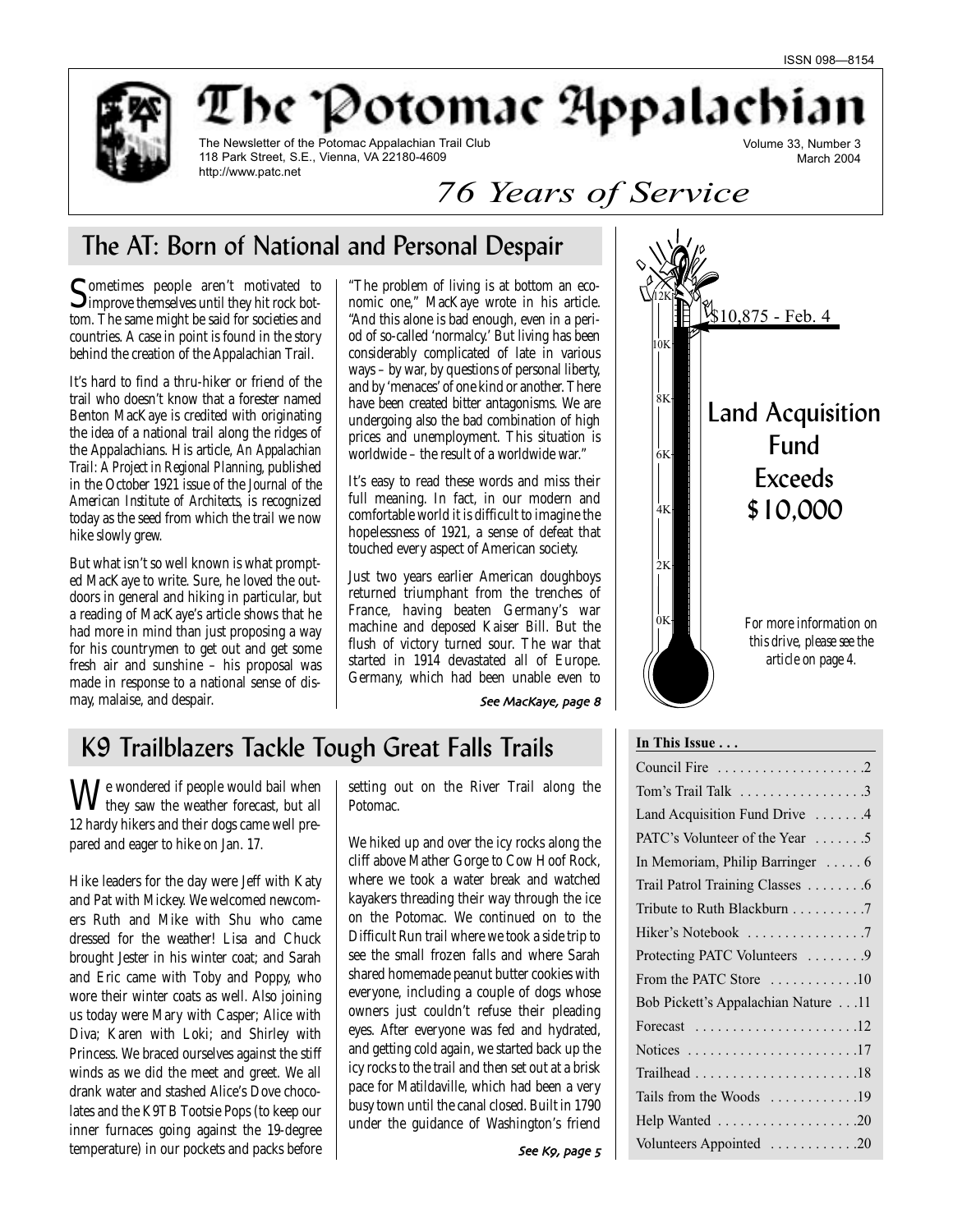ISSN 098—8154

# The Potomac Appalachian

The Newsletter of the Potomac Appalachian Trail Club
118 Park Street, S.E., Vienna, VA 22180-4609
http://www.patc.net

Volume 33, Number 3
March 2004

*76 Years of Service*

## The AT: Born of National and Personal Despair

Sometimes people aren't motivated to improve themselves until they hit rock bottom. The same might be said for societies and countries. A case in point is found in the story behind the creation of the Appalachian Trail.

It's hard to find a thru-hiker or friend of the trail who doesn't know that a forester named Benton MacKaye is credited with originating the idea of a national trail along the ridges of the Appalachians. His article, *An Appalachian Trail: A Project in Regional Planning*, published in the October 1921 issue of the *Journal of the American Institute of Architects*, is recognized today as the seed from which the trail we now hike slowly grew.

But what isn't so well known is what prompted MacKaye to write. Sure, he loved the outdoors in general and hiking in particular, but a reading of MacKaye's article shows that he had more in mind than just proposing a way for his countrymen to get out and get some fresh air and sunshine – his proposal was made in response to a national sense of dismay, malaise, and despair.

"The problem of living is at bottom an economic one," MacKaye wrote in his article. "And this alone is bad enough, even in a period of so-called 'normalcy.' But living has been considerably complicated of late in various ways – by war, by questions of personal liberty, and by 'menaces' of one kind or another. There have been created bitter antagonisms. We are undergoing also the bad combination of high prices and unemployment. This situation is worldwide – the result of a worldwide war."

It's easy to read these words and miss their full meaning. In fact, in our modern and comfortable world it is difficult to imagine the hopelessness of 1921, a sense of defeat that touched every aspect of American society.

Just two years earlier American doughboys returned triumphant from the trenches of France, having beaten Germany's war machine and deposed Kaiser Bill. But the flush of victory turned sour. The war that started in 1914 devastated all of Europe. Germany, which had been unable even to

*See MacKaye, page 8*

12K
$10,875 - Feb. 4
10K
8K
6K
4K
2K
0K

## Land Acquisition Fund Exceeds $10,000

*For more information on this drive, please see the article on page 4.*

## K9 Trailblazers Tackle Tough Great Falls Trails

We wondered if people would bail when they saw the weather forecast, but all 12 hardy hikers and their dogs came well prepared and eager to hike on Jan. 17.

Hike leaders for the day were Jeff with Katy and Pat with Mickey. We welcomed newcomers Ruth and Mike with Shu who came dressed for the weather! Lisa and Chuck brought Jester in his winter coat; and Sarah and Eric came with Toby and Poppy, who wore their winter coats as well. Also joining us today were Mary with Casper; Alice with Diva; Karen with Loki; and Shirley with Princess. We braced ourselves against the stiff winds as we did the meet and greet. We all drank water and stashed Alice's Dove chocolates and the K9TB Tootsie Pops (to keep our inner furnaces going against the 19-degree temperature) in our pockets and packs before setting out on the River Trail along the Potomac.

We hiked up and over the icy rocks along the cliff above Mather Gorge to Cow Hoof Rock, where we took a water break and watched kayakers threading their way through the ice on the Potomac. We continued on to the Difficult Run trail where we took a side trip to see the small frozen falls and where Sarah shared homemade peanut butter cookies with everyone, including a couple of dogs whose owners just couldn't refuse their pleading eyes. After everyone was fed and hydrated, and getting cold again, we started back up the icy rocks to the trail and then set out at a brisk pace for Matildaville, which had been a very busy town until the canal closed. Built in 1790 under the guidance of Washington's friend

*See K9, page 5*

**In This Issue . . .**

| | |
|---|---|
| Council Fire | 2 |
| Tom's Trail Talk | 3 |
| Land Acquisition Fund Drive | 4 |
| PATC's Volunteer of the Year | 5 |
| In Memoriam, Philip Barringer | 6 |
| Trail Patrol Training Classes | 6 |
| Tribute to Ruth Blackburn | 7 |
| Hiker's Notebook | 7 |
| Protecting PATC Volunteers | 9 |
| From the PATC Store | 10 |
| Bob Pickett's Appalachian Nature | 11 |
| Forecast | 12 |
| Notices | 17 |
| Trailhead | 18 |
| Tails from the Woods | 19 |
| Help Wanted | 20 |
| Volunteers Appointed | 20 |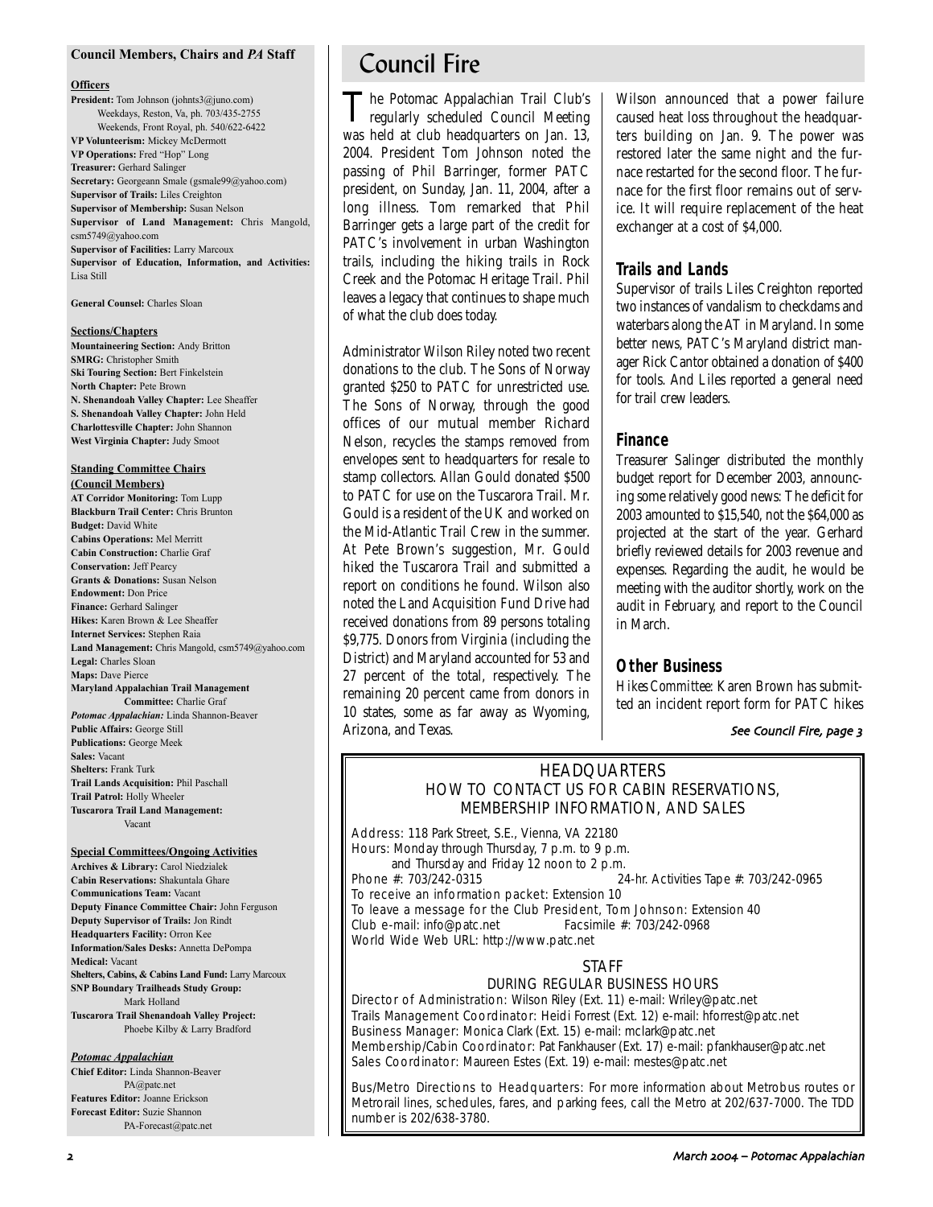## Council Members, Chairs and *PA* Staff

**Officers**

**President:** Tom Johnson (johnts3@juno.com)
Weekdays, Reston, Va, ph. 703/435-2755
Weekends, Front Royal, ph. 540/622-6422
**VP Volunteerism:** Mickey McDermott
**VP Operations:** Fred "Hop" Long
**Treasurer:** Gerhard Salinger
**Secretary:** Georgeann Smale (gsmale99@yahoo.com)
**Supervisor of Trails:** Liles Creighton
**Supervisor of Membership:** Susan Nelson
**Supervisor of Land Management:** Chris Mangold, csm5749@yahoo.com
**Supervisor of Facilities:** Larry Marcoux
**Supervisor of Education, Information, and Activities:** Lisa Still

**General Counsel:** Charles Sloan

**Sections/Chapters**

**Mountaineering Section:** Andy Britton
**SMRG:** Christopher Smith
**Ski Touring Section:** Bert Finkelstein
**North Chapter:** Pete Brown
**N. Shenandoah Valley Chapter:** Lee Sheaffer
**S. Shenandoah Valley Chapter:** John Held
**Charlottesville Chapter:** John Shannon
**West Virginia Chapter:** Judy Smoot

**Standing Committee Chairs (Council Members)**

**AT Corridor Monitoring:** Tom Lupp
**Blackburn Trail Center:** Chris Brunton
**Budget:** David White
**Cabins Operations:** Mel Merritt
**Cabin Construction:** Charlie Graf
**Conservation:** Jeff Pearcy
**Grants & Donations:** Susan Nelson
**Endowment:** Don Price
**Finance:** Gerhard Salinger
**Hikes:** Karen Brown & Lee Sheaffer
**Internet Services:** Stephen Raia
**Land Management:** Chris Mangold, csm5749@yahoo.com
**Legal:** Charles Sloan
**Maps:** Dave Pierce
**Maryland Appalachian Trail Management Committee:** Charlie Graf
***Potomac Appalachian:*** Linda Shannon-Beaver
**Public Affairs:** George Still
**Publications:** George Meek
**Sales:** Vacant
**Shelters:** Frank Turk
**Trail Lands Acquisition:** Phil Paschall
**Trail Patrol:** Holly Wheeler
**Tuscarora Trail Land Management:** Vacant

**Special Committees/Ongoing Activities**

**Archives & Library:** Carol Niedzialek
**Cabin Reservations:** Shakuntala Ghare
**Communications Team:** Vacant
**Deputy Finance Committee Chair:** John Ferguson
**Deputy Supervisor of Trails:** Jon Rindt
**Headquarters Facility:** Orron Kee
**Information/Sales Desks:** Annetta DePompa
**Medical:** Vacant
**Shelters, Cabins, & Cabins Land Fund:** Larry Marcoux
**SNP Boundary Trailheads Study Group:** Mark Holland
**Tuscarora Trail Shenandoah Valley Project:** Phoebe Kilby & Larry Bradford

***Potomac Appalachian***

**Chief Editor:** Linda Shannon-Beaver
PA@patc.net
**Features Editor:** Joanne Erickson
**Forecast Editor:** Suzie Shannon
PA-Forecast@patc.net

# Council Fire

The Potomac Appalachian Trail Club's regularly scheduled Council Meeting was held at club headquarters on Jan. 13, 2004. President Tom Johnson noted the passing of Phil Barringer, former PATC president, on Sunday, Jan. 11, 2004, after a long illness. Tom remarked that Phil Barringer gets a large part of the credit for PATC's involvement in urban Washington trails, including the hiking trails in Rock Creek and the Potomac Heritage Trail. Phil leaves a legacy that continues to shape much of what the club does today.

Administrator Wilson Riley noted two recent donations to the club. The Sons of Norway granted $250 to PATC for unrestricted use. The Sons of Norway, through the good offices of our mutual member Richard Nelson, recycles the stamps removed from envelopes sent to headquarters for resale to stamp collectors. Allan Gould donated $500 to PATC for use on the Tuscarora Trail. Mr. Gould is a resident of the UK and worked on the Mid-Atlantic Trail Crew in the summer. At Pete Brown's suggestion, Mr. Gould hiked the Tuscarora Trail and submitted a report on conditions he found. Wilson also noted the Land Acquisition Fund Drive had received donations from 89 persons totaling $9,775. Donors from Virginia (including the District) and Maryland accounted for 53 and 27 percent of the total, respectively. The remaining 20 percent came from donors in 10 states, some as far away as Wyoming, Arizona, and Texas.

Wilson announced that a power failure caused heat loss throughout the headquarters building on Jan. 9. The power was restored later the same night and the furnace restarted for the second floor. The furnace for the first floor remains out of service. It will require replacement of the heat exchanger at a cost of $4,000.

### Trails and Lands

Supervisor of trails Liles Creighton reported two instances of vandalism to checkdams and waterbars along the AT in Maryland. In some better news, PATC's Maryland district manager Rick Cantor obtained a donation of $400 for tools. And Liles reported a general need for trail crew leaders.

### Finance

Treasurer Salinger distributed the monthly budget report for December 2003, announcing some relatively good news: The deficit for 2003 amounted to $15,540, not the $64,000 as projected at the start of the year. Gerhard briefly reviewed details for 2003 revenue and expenses. Regarding the audit, he would be meeting with the auditor shortly, work on the audit in February, and report to the Council in March.

### Other Business

*Hikes Committee:* Karen Brown has submitted an incident report form for PATC hikes

*See Council Fire, page 3*

## HEADQUARTERS
## HOW TO CONTACT US FOR CABIN RESERVATIONS, MEMBERSHIP INFORMATION, AND SALES

Address: 118 Park Street, S.E., Vienna, VA 22180
Hours: Monday through Thursday, 7 p.m. to 9 p.m.
and Thursday and Friday 12 noon to 2 p.m.
Phone #: 703/242-0315 24-hr. Activities Tape #: 703/242-0965
To receive an information packet: Extension 10
To leave a message for the Club President, Tom Johnson: Extension 40
Club e-mail: info@patc.net Facsimile #: 703/242-0968
World Wide Web URL: http://www.patc.net

## STAFF
### DURING REGULAR BUSINESS HOURS

Director of Administration: Wilson Riley (Ext. 11) e-mail: Wriley@patc.net
Trails Management Coordinator: Heidi Forrest (Ext. 12) e-mail: hforrest@patc.net
Business Manager: Monica Clark (Ext. 15) e-mail: mclark@patc.net
Membership/Cabin Coordinator: Pat Fankhauser (Ext. 17) e-mail: pfankhauser@patc.net
Sales Coordinator: Maureen Estes (Ext. 19) e-mail: mestes@patc.net

Bus/Metro Directions to Headquarters: For more information about Metrobus routes or Metrorail lines, schedules, fares, and parking fees, call the Metro at 202/637-7000. The TDD number is 202/638-3780.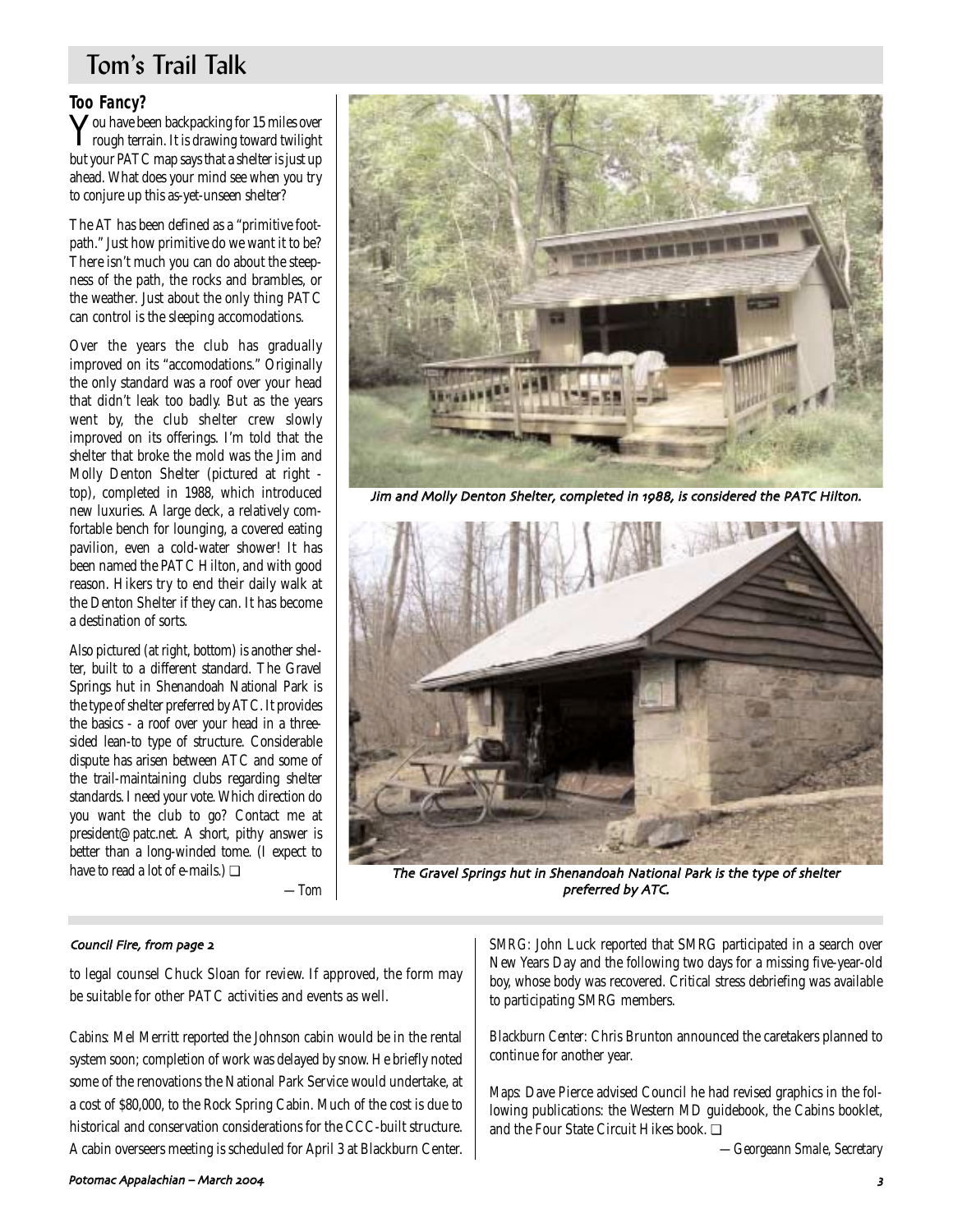## Tom's Trail Talk

### Too Fancy?

You have been backpacking for 15 miles over rough terrain. It is drawing toward twilight but your PATC map says that a shelter is just up ahead. What does your mind see when you try to conjure up this as-yet-unseen shelter?

The AT has been defined as a "primitive footpath." Just how primitive do we want it to be? There isn't much you can do about the steepness of the path, the rocks and brambles, or the weather. Just about the only thing PATC can control is the sleeping accomodations.

Over the years the club has gradually improved on its "accomodations." Originally the only standard was a roof over your head that didn't leak too badly. But as the years went by, the club shelter crew slowly improved on its offerings. I'm told that the shelter that broke the mold was the Jim and Molly Denton Shelter (pictured at right - top), completed in 1988, which introduced new luxuries. A large deck, a relatively comfortable bench for lounging, a covered eating pavilion, even a cold-water shower! It has been named the PATC Hilton, and with good reason. Hikers try to end their daily walk at the Denton Shelter if they can. It has become a destination of sorts.

Also pictured (at right, bottom) is another shelter, built to a different standard. The Gravel Springs hut in Shenandoah National Park is the type of shelter preferred by ATC. It provides the basics - a roof over your head in a three-sided lean-to type of structure. Considerable dispute has arisen between ATC and some of the trail-maintaining clubs regarding shelter standards. I need your vote. Which direction do you want the club to go? Contact me at president@patc.net. A short, pithy answer is better than a long-winded tome. (I expect to have to read a lot of e-mails.) ❑

—Tom

*Jim and Molly Denton Shelter, completed in 1988, is considered the PATC Hilton.*

*The Gravel Springs hut in Shenandoah National Park is the type of shelter preferred by ATC.*

---

*Council Fire, from page 2*

to legal counsel Chuck Sloan for review. If approved, the form may be suitable for other PATC activities and events as well.

*Cabins:* Mel Merritt reported the Johnson cabin would be in the rental system soon; completion of work was delayed by snow. He briefly noted some of the renovations the National Park Service would undertake, at a cost of $80,000, to the Rock Spring Cabin. Much of the cost is due to historical and conservation considerations for the CCC-built structure. A cabin overseers meeting is scheduled for April 3 at Blackburn Center.

*SMRG:* John Luck reported that SMRG participated in a search over New Years Day and the following two days for a missing five-year-old boy, whose body was recovered. Critical stress debriefing was available to participating SMRG members.

*Blackburn Center:* Chris Brunton announced the caretakers planned to continue for another year.

*Maps:* Dave Pierce advised Council he had revised graphics in the following publications: the Western MD guidebook, the Cabins booklet, and the Four State Circuit Hikes book. ❑

—*Georgeann Smale, Secretary*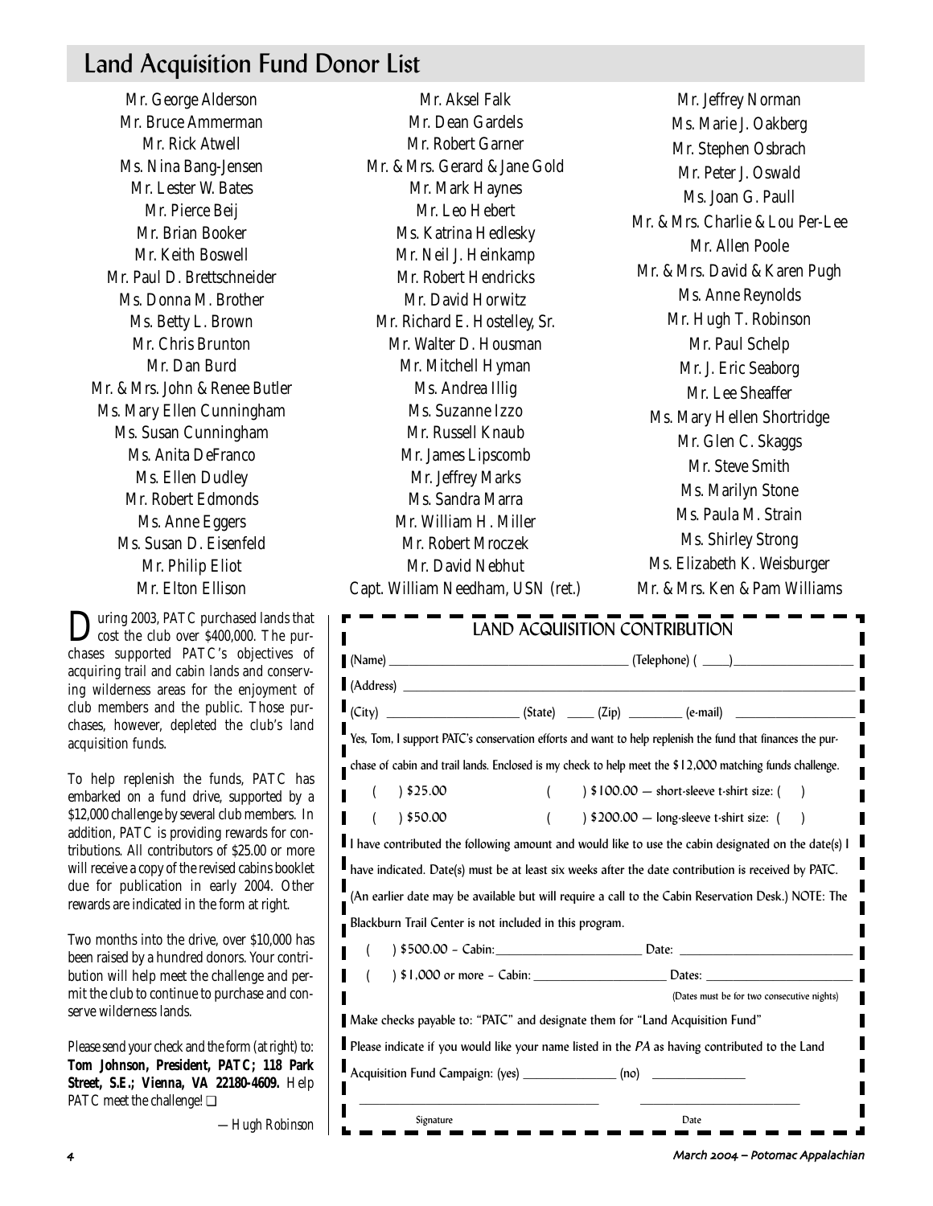## Land Acquisition Fund Donor List

Mr. George Alderson
Mr. Bruce Ammerman
Mr. Rick Atwell
Ms. Nina Bang-Jensen
Mr. Lester W. Bates
Mr. Pierce Beij
Mr. Brian Booker
Mr. Keith Boswell
Mr. Paul D. Brettschneider
Ms. Donna M. Brother
Ms. Betty L. Brown
Mr. Chris Brunton
Mr. Dan Burd
Mr. & Mrs. John & Renee Butler
Ms. Mary Ellen Cunningham
Ms. Susan Cunningham
Ms. Anita DeFranco
Ms. Ellen Dudley
Mr. Robert Edmonds
Ms. Anne Eggers
Ms. Susan D. Eisenfeld
Mr. Philip Eliot
Mr. Elton Ellison
Mr. Aksel Falk
Mr. Dean Gardels
Mr. Robert Garner
Mr. & Mrs. Gerard & Jane Gold
Mr. Mark Haynes
Mr. Leo Hebert
Ms. Katrina Hedlesky
Mr. Neil J. Heinkamp
Mr. Robert Hendricks
Mr. David Horwitz
Mr. Richard E. Hostelley, Sr.
Mr. Walter D. Housman
Mr. Mitchell Hyman
Ms. Andrea Illig
Ms. Suzanne Izzo
Mr. Russell Knaub
Mr. James Lipscomb
Mr. Jeffrey Marks
Ms. Sandra Marra
Mr. William H. Miller
Mr. Robert Mroczek
Mr. David Nebhut
Capt. William Needham, USN (ret.)
Mr. Jeffrey Norman
Ms. Marie J. Oakberg
Mr. Stephen Osbrach
Mr. Peter J. Oswald
Ms. Joan G. Paull
Mr. & Mrs. Charlie & Lou Per-Lee
Mr. Allen Poole
Mr. & Mrs. David & Karen Pugh
Ms. Anne Reynolds
Mr. Hugh T. Robinson
Mr. Paul Schelp
Mr. J. Eric Seaborg
Mr. Lee Sheaffer
Ms. Mary Hellen Shortridge
Mr. Glen C. Skaggs
Mr. Steve Smith
Ms. Marilyn Stone
Ms. Paula M. Strain
Ms. Shirley Strong
Ms. Elizabeth K. Weisburger
Mr. & Mrs. Ken & Pam Williams

During 2003, PATC purchased lands that cost the club over $400,000. The purchases supported PATC's objectives of acquiring trail and cabin lands and conserving wilderness areas for the enjoyment of club members and the public. Those purchases, however, depleted the club's land acquisition funds.

To help replenish the funds, PATC has embarked on a fund drive, supported by a $12,000 challenge by several club members. In addition, PATC is providing rewards for contributions. All contributors of $25.00 or more will receive a copy of the revised cabins booklet due for publication in early 2004. Other rewards are indicated in the form at right.

Two months into the drive, over $10,000 has been raised by a hundred donors. Your contribution will help meet the challenge and permit the club to continue to purchase and conserve wilderness lands.

*Please send your check and the form (at right) to:* **Tom Johnson, President, PATC; 118 Park Street, S.E.; Vienna, VA 22180-4609.** *Help PATC meet the challenge!* ❑

—Hugh Robinson

### LAND ACQUISITION CONTRIBUTION

(Name) ______________________ (Telephone) ( ____)______________

(Address) ______________________________________________

(City) ______________ (State) ____ (Zip) ________ (e-mail) ______________

Yes, Tom, I support PATC's conservation efforts and want to help replenish the fund that finances the purchase of cabin and trail lands. Enclosed is my check to help meet the $12,000 matching funds challenge.

( ) $25.00 ( ) $100.00 — short-sleeve t-shirt size: ( )

( ) $50.00 ( ) $200.00 — long-sleeve t-shirt size: ( )

I have contributed the following amount and would like to use the cabin designated on the date(s) I have indicated. Date(s) must be at least six weeks after the date contribution is received by PATC. (An earlier date may be available but will require a call to the Cabin Reservation Desk.) NOTE: The Blackburn Trail Center is not included in this program.

( ) $500.00 – Cabin:________________ Date: ________________

( ) $1,000 or more – Cabin: ______________ Dates: ______________

(Dates must be for two consecutive nights)

Make checks payable to: "PATC" and designate them for "Land Acquisition Fund"

Please indicate if you would like your name listed in the *PA* as having contributed to the Land Acquisition Fund Campaign: (yes) __________ (no) __________

______________________ ______________________
Signature Date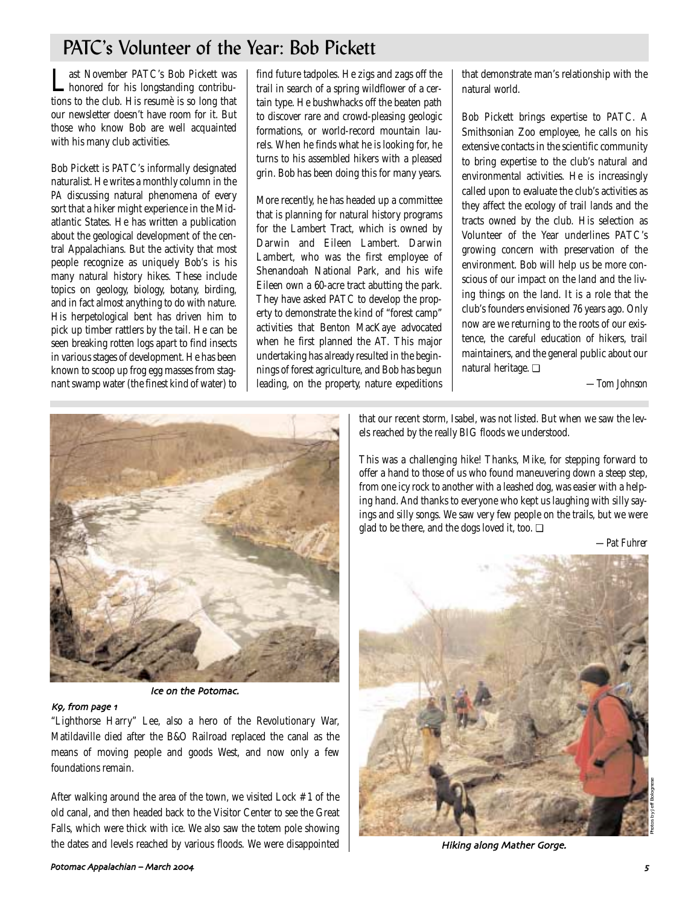## PATC's Volunteer of the Year: Bob Pickett

Last November PATC's Bob Pickett was honored for his longstanding contributions to the club. His resumè is so long that our newsletter doesn't have room for it. But those who know Bob are well acquainted with his many club activities.

Bob Pickett is PATC's informally designated naturalist. He writes a monthly column in the PA discussing natural phenomena of every sort that a hiker might experience in the Mid-atlantic States. He has written a publication about the geological development of the central Appalachians. But the activity that most people recognize as uniquely Bob's is his many natural history hikes. These include topics on geology, biology, botany, birding, and in fact almost anything to do with nature. His herpetological bent has driven him to pick up timber rattlers by the tail. He can be seen breaking rotten logs apart to find insects in various stages of development. He has been known to scoop up frog egg masses from stagnant swamp water (the finest kind of water) to find future tadpoles. He zigs and zags off the trail in search of a spring wildflower of a certain type. He bushwhacks off the beaten path to discover rare and crowd-pleasing geologic formations, or world-record mountain laurels. When he finds what he is looking for, he turns to his assembled hikers with a pleased grin. Bob has been doing this for many years.

More recently, he has headed up a committee that is planning for natural history programs for the Lambert Tract, which is owned by Darwin and Eileen Lambert. Darwin Lambert, who was the first employee of Shenandoah National Park, and his wife Eileen own a 60-acre tract abutting the park. They have asked PATC to develop the property to demonstrate the kind of "forest camp" activities that Benton MacKaye advocated when he first planned the AT. This major undertaking has already resulted in the beginnings of forest agriculture, and Bob has begun leading, on the property, nature expeditions that demonstrate man's relationship with the natural world.

Bob Pickett brings expertise to PATC. A Smithsonian Zoo employee, he calls on his extensive contacts in the scientific community to bring expertise to the club's natural and environmental activities. He is increasingly called upon to evaluate the club's activities as they affect the ecology of trail lands and the tracts owned by the club. His selection as Volunteer of the Year underlines PATC's growing concern with preservation of the environment. Bob will help us be more conscious of our impact on the land and the living things on the land. It is a role that the club's founders envisioned 76 years ago. Only now are we returning to the roots of our existence, the careful education of hikers, trail maintainers, and the general public about our natural heritage. ❑

*—Tom Johnson*

Ice on the Potomac.

***K9, from page 1***

"Lighthorse Harry" Lee, also a hero of the Revolutionary War, Matildaville died after the B&O Railroad replaced the canal as the means of moving people and goods West, and now only a few foundations remain.

After walking around the area of the town, we visited Lock #1 of the old canal, and then headed back to the Visitor Center to see the Great Falls, which were thick with ice. We also saw the totem pole showing the dates and levels reached by various floods. We were disappointed that our recent storm, Isabel, was not listed. But when we saw the levels reached by the really BIG floods we understood.

This was a challenging hike! Thanks, Mike, for stepping forward to offer a hand to those of us who found maneuvering down a steep step, from one icy rock to another with a leashed dog, was easier with a helping hand. And thanks to everyone who kept us laughing with silly sayings and silly songs. We saw very few people on the trails, but we were glad to be there, and the dogs loved it, too. ❑

*—Pat Fuhrer*

Hiking along Mather Gorge.

Photos by Jeff Bolognese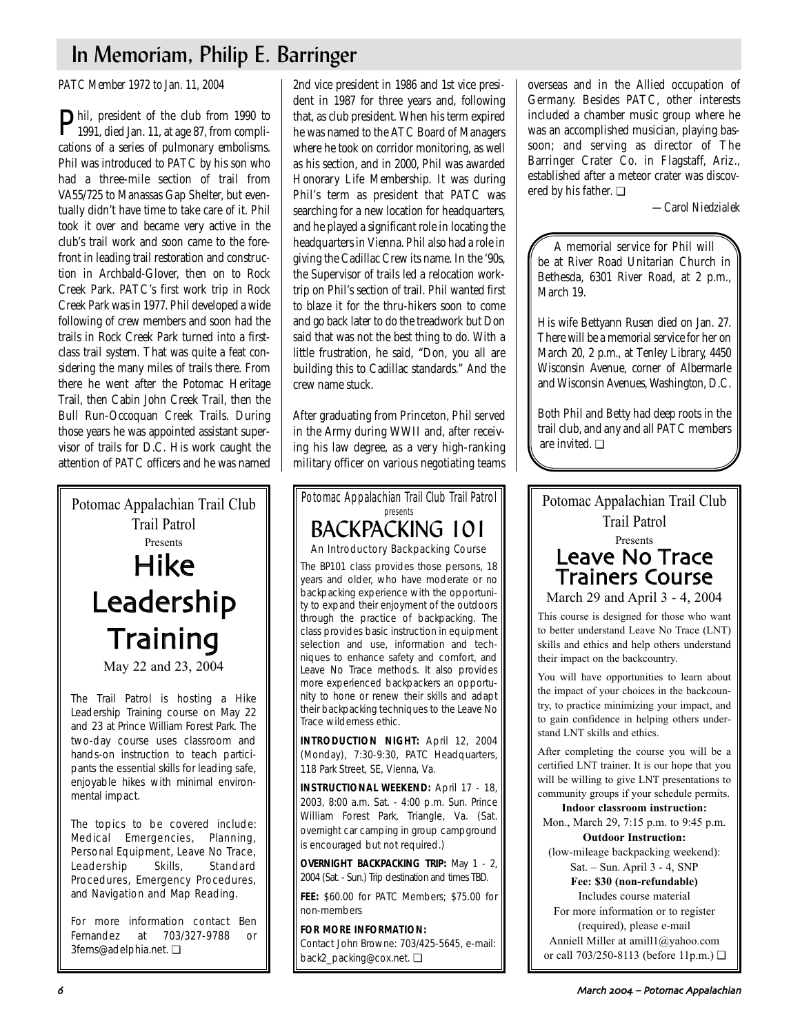# In Memoriam, Philip E. Barringer

*PATC Member 1972 to Jan. 11, 2004*

Phil, president of the club from 1990 to 1991, died Jan. 11, at age 87, from complications of a series of pulmonary embolisms. Phil was introduced to PATC by his son who had a three-mile section of trail from VA55/725 to Manassas Gap Shelter, but eventually didn't have time to take care of it. Phil took it over and became very active in the club's trail work and soon came to the forefront in leading trail restoration and construction in Archbald-Glover, then on to Rock Creek Park. PATC's first work trip in Rock Creek Park was in 1977. Phil developed a wide following of crew members and soon had the trails in Rock Creek Park turned into a first-class trail system. That was quite a feat considering the many miles of trails there. From there he went after the Potomac Heritage Trail, then Cabin John Creek Trail, then the Bull Run-Occoquan Creek Trails. During those years he was appointed assistant supervisor of trails for D.C. His work caught the attention of PATC officers and he was named 2nd vice president in 1986 and 1st vice president in 1987 for three years and, following that, as club president. When his term expired he was named to the ATC Board of Managers where he took on corridor monitoring, as well as his section, and in 2000, Phil was awarded Honorary Life Membership. It was during Phil's term as president that PATC was searching for a new location for headquarters, and he played a significant role in locating the headquarters in Vienna. Phil also had a role in giving the Cadillac Crew its name. In the '90s, the Supervisor of trails led a relocation worktrip on Phil's section of trail. Phil wanted first to blaze it for the thru-hikers soon to come and go back later to do the treadwork but Don said that was not the best thing to do. With a little frustration, he said, "Don, you all are building this to Cadillac standards." And the crew name stuck.

After graduating from Princeton, Phil served in the Army during WWII and, after receiving his law degree, as a very high-ranking military officer on various negotiating teams overseas and in the Allied occupation of Germany. Besides PATC, other interests included a chamber music group where he was an accomplished musician, playing bassoon; and serving as director of The Barringer Crater Co. in Flagstaff, Ariz., established after a meteor crater was discovered by his father. ❑

*—Carol Niedzialek*

A memorial service for Phil will be at River Road Unitarian Church in Bethesda, 6301 River Road, at 2 p.m., March 19.

His wife Bettyann Rusen died on Jan. 27. There will be a memorial service for her on March 20, 2 p.m., at Tenley Library, 4450 Wisconsin Avenue, corner of Albermarle and Wisconsin Avenues, Washington, D.C.

Both Phil and Betty had deep roots in the trail club, and any and all PATC members are invited. ❑

---

Potomac Appalachian Trail Club
Trail Patrol
Presents

## Hike Leadership Training

May 22 and 23, 2004

The Trail Patrol is hosting a Hike Leadership Training course on May 22 and 23 at Prince William Forest Park. The two-day course uses classroom and hands-on instruction to teach participants the essential skills for leading safe, enjoyable hikes with minimal environmental impact.

The topics to be covered include: Medical Emergencies, Planning, Personal Equipment, Leave No Trace, Leadership Skills, Standard Procedures, Emergency Procedures, and Navigation and Map Reading.

For more information contact Ben Fernandez at 703/327-9788 or 3ferns@adelphia.net. ❑

---

*Potomac Appalachian Trail Club Trail Patrol presents*

## BACKPACKING 101

An Introductory Backpacking Course

The BP101 class provides those persons, 18 years and older, who have moderate or no backpacking experience with the opportunity to expand their enjoyment of the outdoors through the practice of backpacking. The class provides basic instruction in equipment selection and use, information and techniques to enhance safety and comfort, and Leave No Trace methods. It also provides more experienced backpackers an opportunity to hone or renew their skills and adapt their backpacking techniques to the Leave No Trace wilderness ethic.

**INTRODUCTION NIGHT:** April 12, 2004 (Monday), 7:30-9:30, PATC Headquarters, 118 Park Street, SE, Vienna, Va.

**INSTRUCTIONAL WEEKEND:** April 17 - 18, 2003, 8:00 a.m. Sat. - 4:00 p.m. Sun. Prince William Forest Park, Triangle, Va. (Sat. overnight car camping in group campground is encouraged but not required.)

**OVERNIGHT BACKPACKING TRIP:** May 1 - 2, 2004 (Sat. - Sun.) Trip destination and times TBD.

**FEE:** $60.00 for PATC Members; $75.00 for non-members

**FOR MORE INFORMATION:**
Contact John Browne: 703/425-5645, e-mail: back2_packing@cox.net. ❑

---

Potomac Appalachian Trail Club
Trail Patrol
Presents

## Leave No Trace Trainers Course

March 29 and April 3 - 4, 2004

This course is designed for those who want to better understand Leave No Trace (LNT) skills and ethics and help others understand their impact on the backcountry.

You will have opportunities to learn about the impact of your choices in the backcountry, to practice minimizing your impact, and to gain confidence in helping others understand LNT skills and ethics.

After completing the course you will be a certified LNT trainer. It is our hope that you will be willing to give LNT presentations to community groups if your schedule permits.

**Indoor classroom instruction:**
Mon., March 29, 7:15 p.m. to 9:45 p.m.

**Outdoor Instruction:**
(low-mileage backpacking weekend):
Sat. – Sun. April 3 - 4, SNP

**Fee: $30 (non-refundable)**
Includes course material

For more information or to register (required), please e-mail Anniell Miller at amill1@yahoo.com or call 703/250-8113 (before 11p.m.) ❑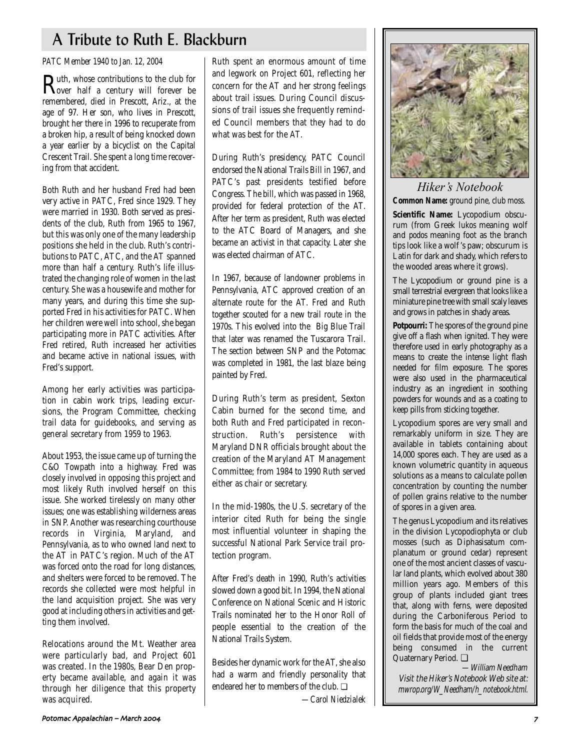# A Tribute to Ruth E. Blackburn

*PATC Member 1940 to Jan. 12, 2004*

Ruth, whose contributions to the club for over half a century will forever be remembered, died in Prescott, Ariz., at the age of 97. Her son, who lives in Prescott, brought her there in 1996 to recuperate from a broken hip, a result of being knocked down a year earlier by a bicyclist on the Capital Crescent Trail. She spent a long time recovering from that accident.

Both Ruth and her husband Fred had been very active in PATC, Fred since 1929. They were married in 1930. Both served as presidents of the club, Ruth from 1965 to 1967, but this was only one of the many leadership positions she held in the club. Ruth's contributions to PATC, ATC, and the AT spanned more than half a century. Ruth's life illustrated the changing role of women in the last century. She was a housewife and mother for many years, and during this time she supported Fred in his activities for PATC. When her children were well into school, she began participating more in PATC activities. After Fred retired, Ruth increased her activities and became active in national issues, with Fred's support.

Among her early activities was participation in cabin work trips, leading excursions, the Program Committee, checking trail data for guidebooks, and serving as general secretary from 1959 to 1963.

About 1953, the issue came up of turning the C&O Towpath into a highway. Fred was closely involved in opposing this project and most likely Ruth involved herself on this issue. She worked tirelessly on many other issues; one was establishing wilderness areas in SNP. Another was researching courthouse records in Virginia, Maryland, and Pennsylvania, as to who owned land next to the AT in PATC's region. Much of the AT was forced onto the road for long distances, and shelters were forced to be removed. The records she collected were most helpful in the land acquisition project. She was very good at including others in activities and getting them involved.

Relocations around the Mt. Weather area were particularly bad, and Project 601 was created. In the 1980s, Bear Den property became available, and again it was through her diligence that this property was acquired.

Ruth spent an enormous amount of time and legwork on Project 601, reflecting her concern for the AT and her strong feelings about trail issues. During Council discussions of trail issues she frequently reminded Council members that they had to do what was best for the AT.

During Ruth's presidency, PATC Council endorsed the National Trails Bill in 1967, and PATC's past presidents testified before Congress. The bill, which was passed in 1968, provided for federal protection of the AT. After her term as president, Ruth was elected to the ATC Board of Managers, and she became an activist in that capacity. Later she was elected chairman of ATC.

In 1967, because of landowner problems in Pennsylvania, ATC approved creation of an alternate route for the AT. Fred and Ruth together scouted for a new trail route in the 1970s. This evolved into the Big Blue Trail that later was renamed the Tuscarora Trail. The section between SNP and the Potomac was completed in 1981, the last blaze being painted by Fred.

During Ruth's term as president, Sexton Cabin burned for the second time, and both Ruth and Fred participated in reconstruction. Ruth's persistence with Maryland DNR officials brought about the creation of the Maryland AT Management Committee; from 1984 to 1990 Ruth served either as chair or secretary.

In the mid-1980s, the U.S. secretary of the interior cited Ruth for being the single most influential volunteer in shaping the successful National Park Service trail protection program.

After Fred's death in 1990, Ruth's activities slowed down a good bit. In 1994, the National Conference on National Scenic and Historic Trails nominated her to the Honor Roll of people essential to the creation of the National Trails System.

Besides her dynamic work for the AT, she also had a warm and friendly personality that endeared her to members of the club. ❑

—Carol Niedzialek

## *Hiker's Notebook*

**Common Name:** ground pine, club moss.

**Scientific Name:** Lycopodium obscurum (from Greek lukos meaning wolf and podos meaning foot as the branch tips look like a wolf's paw; obscurum is Latin for dark and shady, which refers to the wooded areas where it grows).

The Lycopodium or ground pine is a small terrestrial evergreen that looks like a miniature pine tree with small scaly leaves and grows in patches in shady areas.

**Potpourri:** The spores of the ground pine give off a flash when ignited. They were therefore used in early photography as a means to create the intense light flash needed for film exposure. The spores were also used in the pharmaceutical industry as an ingredient in soothing powders for wounds and as a coating to keep pills from sticking together.

Lycopodium spores are very small and remarkably uniform in size. They are available in tablets containing about 14,000 spores each. They are used as a known volumetric quantity in aqueous solutions as a means to calculate pollen concentration by counting the number of pollen grains relative to the number of spores in a given area.

The genus Lycopodium and its relatives in the division Lycopodiophyta or club mosses (such as Diphasisatum complanatum or ground cedar) represent one of the most ancient classes of vascular land plants, which evolved about 380 million years ago. Members of this group of plants included giant trees that, along with ferns, were deposited during the Carboniferous Period to form the basis for much of the coal and oil fields that provide most of the energy being consumed in the current Quaternary Period. ❑

—*William Needham*

*Visit the Hiker's Notebook Web site at: mwrop.org/W_Needham/h_notebook.html.*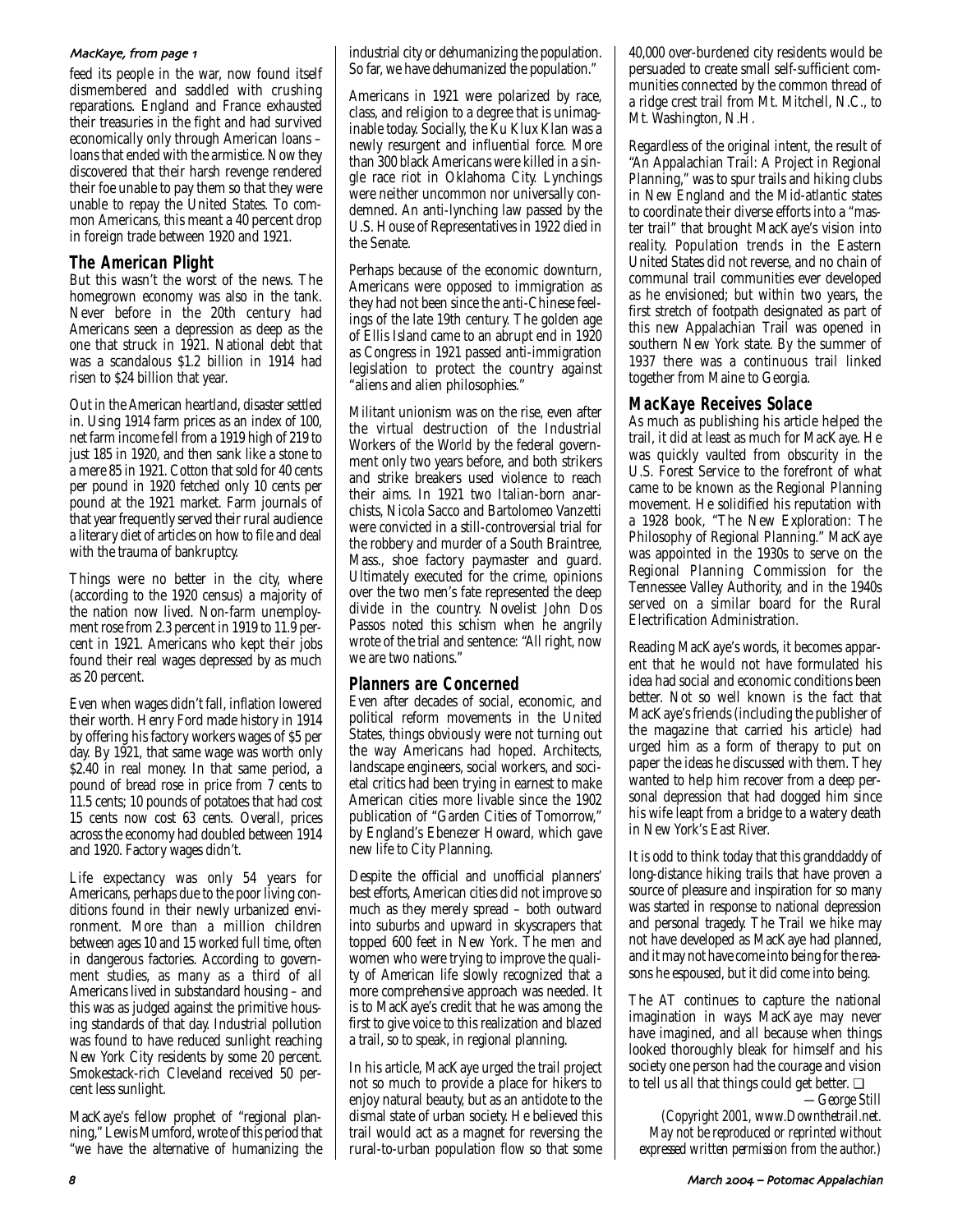*MacKaye, from page 1*

feed its people in the war, now found itself dismembered and saddled with crushing reparations. England and France exhausted their treasuries in the fight and had survived economically only through American loans – loans that ended with the armistice. Now they discovered that their harsh revenge rendered their foe unable to pay them so that they were unable to repay the United States. To common Americans, this meant a 40 percent drop in foreign trade between 1920 and 1921.

## The American Plight

But this wasn't the worst of the news. The homegrown economy was also in the tank. Never before in the 20th century had Americans seen a depression as deep as the one that struck in 1921. National debt that was a scandalous $1.2 billion in 1914 had risen to $24 billion that year.

Out in the American heartland, disaster settled in. Using 1914 farm prices as an index of 100, net farm income fell from a 1919 high of 219 to just 185 in 1920, and then sank like a stone to a mere 85 in 1921. Cotton that sold for 40 cents per pound in 1920 fetched only 10 cents per pound at the 1921 market. Farm journals of that year frequently served their rural audience a literary diet of articles on how to file and deal with the trauma of bankruptcy.

Things were no better in the city, where (according to the 1920 census) a majority of the nation now lived. Non-farm unemployment rose from 2.3 percent in 1919 to 11.9 percent in 1921. Americans who kept their jobs found their real wages depressed by as much as 20 percent.

Even when wages didn't fall, inflation lowered their worth. Henry Ford made history in 1914 by offering his factory workers wages of $5 per day. By 1921, that same wage was worth only $2.40 in real money. In that same period, a pound of bread rose in price from 7 cents to 11.5 cents; 10 pounds of potatoes that had cost 15 cents now cost 63 cents. Overall, prices across the economy had doubled between 1914 and 1920. Factory wages didn't.

Life expectancy was only 54 years for Americans, perhaps due to the poor living conditions found in their newly urbanized environment. More than a million children between ages 10 and 15 worked full time, often in dangerous factories. According to government studies, as many as a third of all Americans lived in substandard housing – and this was as judged against the primitive housing standards of that day. Industrial pollution was found to have reduced sunlight reaching New York City residents by some 20 percent. Smokestack-rich Cleveland received 50 percent less sunlight.

MacKaye's fellow prophet of "regional planning," Lewis Mumford, wrote of this period that "we have the alternative of humanizing the industrial city or dehumanizing the population. So far, we have dehumanized the population."

Americans in 1921 were polarized by race, class, and religion to a degree that is unimaginable today. Socially, the Ku Klux Klan was a newly resurgent and influential force. More than 300 black Americans were killed in a single race riot in Oklahoma City. Lynchings were neither uncommon nor universally condemned. An anti-lynching law passed by the U.S. House of Representatives in 1922 died in the Senate.

Perhaps because of the economic downturn, Americans were opposed to immigration as they had not been since the anti-Chinese feelings of the late 19th century. The golden age of Ellis Island came to an abrupt end in 1920 as Congress in 1921 passed anti-immigration legislation to protect the country against "aliens and alien philosophies."

Militant unionism was on the rise, even after the virtual destruction of the Industrial Workers of the World by the federal government only two years before, and both strikers and strike breakers used violence to reach their aims. In 1921 two Italian-born anarchists, Nicola Sacco and Bartolomeo Vanzetti were convicted in a still-controversial trial for the robbery and murder of a South Braintree, Mass., shoe factory paymaster and guard. Ultimately executed for the crime, opinions over the two men's fate represented the deep divide in the country. Novelist John Dos Passos noted this schism when he angrily wrote of the trial and sentence: "All right, now we are two nations."

## Planners are Concerned

Even after decades of social, economic, and political reform movements in the United States, things obviously were not turning out the way Americans had hoped. Architects, landscape engineers, social workers, and societal critics had been trying in earnest to make American cities more livable since the 1902 publication of "Garden Cities of Tomorrow," by England's Ebenezer Howard, which gave new life to City Planning.

Despite the official and unofficial planners' best efforts, American cities did not improve so much as they merely spread – both outward into suburbs and upward in skyscrapers that topped 600 feet in New York. The men and women who were trying to improve the quality of American life slowly recognized that a more comprehensive approach was needed. It is to MacKaye's credit that he was among the first to give voice to this realization and blazed a trail, so to speak, in regional planning.

In his article, MacKaye urged the trail project not so much to provide a place for hikers to enjoy natural beauty, but as an antidote to the dismal state of urban society. He believed this trail would act as a magnet for reversing the rural-to-urban population flow so that some 40,000 over-burdened city residents would be persuaded to create small self-sufficient communities connected by the common thread of a ridge crest trail from Mt. Mitchell, N.C., to Mt. Washington, N.H.

Regardless of the original intent, the result of "An Appalachian Trail: A Project in Regional Planning," was to spur trails and hiking clubs in New England and the Mid-atlantic states to coordinate their diverse efforts into a "master trail" that brought MacKaye's vision into reality. Population trends in the Eastern United States did not reverse, and no chain of communal trail communities ever developed as he envisioned; but within two years, the first stretch of footpath designated as part of this new Appalachian Trail was opened in southern New York state. By the summer of 1937 there was a continuous trail linked together from Maine to Georgia.

## MacKaye Receives Solace

As much as publishing his article helped the trail, it did at least as much for MacKaye. He was quickly vaulted from obscurity in the U.S. Forest Service to the forefront of what came to be known as the Regional Planning movement. He solidified his reputation with a 1928 book, "The New Exploration: The Philosophy of Regional Planning." MacKaye was appointed in the 1930s to serve on the Regional Planning Commission for the Tennessee Valley Authority, and in the 1940s served on a similar board for the Rural Electrification Administration.

Reading MacKaye's words, it becomes apparent that he would not have formulated his idea had social and economic conditions been better. Not so well known is the fact that MacKaye's friends (including the publisher of the magazine that carried his article) had urged him as a form of therapy to put on paper the ideas he discussed with them. They wanted to help him recover from a deep personal depression that had dogged him since his wife leapt from a bridge to a watery death in New York's East River.

It is odd to think today that this granddaddy of long-distance hiking trails that have proven a source of pleasure and inspiration for so many was started in response to national depression and personal tragedy. The Trail we hike may not have developed as MacKaye had planned, and it may not have come into being for the reasons he espoused, but it did come into being.

The AT continues to capture the national imagination in ways MacKaye may never have imagined, and all because when things looked thoroughly bleak for himself and his society one person had the courage and vision to tell us all that things could get better. ❑

*—George Still*

*(Copyright 2001, www.Downthetrail.net. May not be reproduced or reprinted without expressed written permission from the author.)*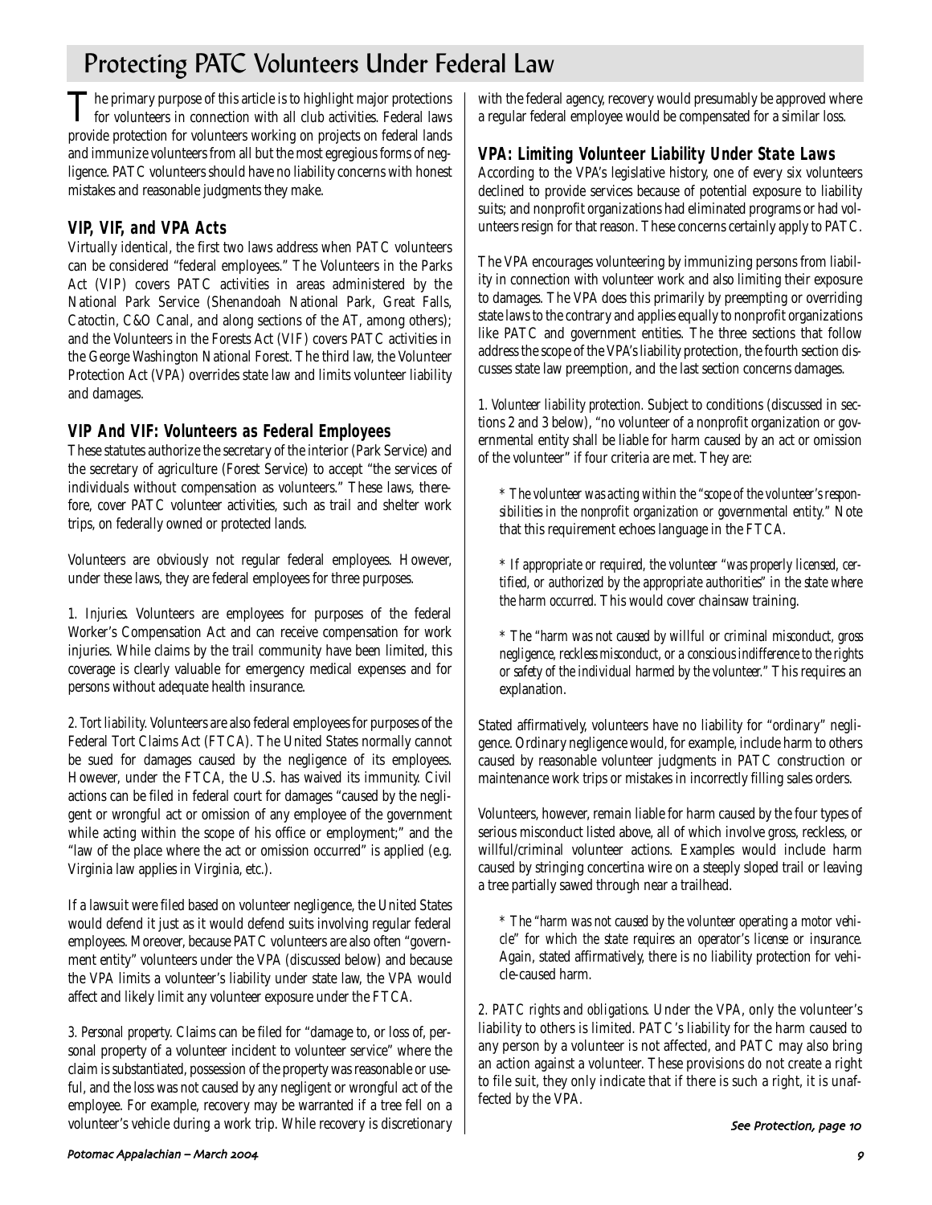# Protecting PATC Volunteers Under Federal Law

The primary purpose of this article is to highlight major protections for volunteers in connection with all club activities. Federal laws provide protection for volunteers working on projects on federal lands and immunize volunteers from all but the most egregious forms of negligence. PATC volunteers should have no liability concerns with honest mistakes and reasonable judgments they make.

## VIP, VIF, and VPA Acts

Virtually identical, the first two laws address when PATC volunteers can be considered "federal employees." The Volunteers in the Parks Act (VIP) covers PATC activities in areas administered by the National Park Service (Shenandoah National Park, Great Falls, Catoctin, C&O Canal, and along sections of the AT, among others); and the Volunteers in the Forests Act (VIF) covers PATC activities in the George Washington National Forest. The third law, the Volunteer Protection Act (VPA) overrides state law and limits volunteer liability and damages.

## VIP And VIF: Volunteers as Federal Employees

These statutes authorize the secretary of the interior (Park Service) and the secretary of agriculture (Forest Service) to accept "the services of individuals without compensation as volunteers." These laws, therefore, cover PATC volunteer activities, such as trail and shelter work trips, on federally owned or protected lands.

Volunteers are obviously not regular federal employees. However, under these laws, they are federal employees for three purposes.

1. *Injuries.* Volunteers are employees for purposes of the federal Worker's Compensation Act and can receive compensation for work injuries. While claims by the trail community have been limited, this coverage is clearly valuable for emergency medical expenses and for persons without adequate health insurance.

2. *Tort liability.* Volunteers are also federal employees for purposes of the Federal Tort Claims Act (FTCA). The United States normally cannot be sued for damages caused by the negligence of its employees. However, under the FTCA, the U.S. has waived its immunity. Civil actions can be filed in federal court for damages "caused by the negligent or wrongful act or omission of any employee of the government while acting within the scope of his office or employment;" and the "law of the place where the act or omission occurred" is applied (e.g. Virginia law applies in Virginia, etc.).

If a lawsuit were filed based on volunteer negligence, the United States would defend it just as it would defend suits involving regular federal employees. Moreover, because PATC volunteers are also often "government entity" volunteers under the VPA (discussed below) and because the VPA limits a volunteer's liability under state law, the VPA would affect and likely limit any volunteer exposure under the FTCA.

3. *Personal property.* Claims can be filed for "damage to, or loss of, personal property of a volunteer incident to volunteer service" where the claim is substantiated, possession of the property was reasonable or useful, and the loss was not caused by any negligent or wrongful act of the employee. For example, recovery may be warranted if a tree fell on a volunteer's vehicle during a work trip. While recovery is discretionary with the federal agency, recovery would presumably be approved where a regular federal employee would be compensated for a similar loss.

## VPA: Limiting Volunteer Liability Under State Laws

According to the VPA's legislative history, one of every six volunteers declined to provide services because of potential exposure to liability suits; and nonprofit organizations had eliminated programs or had volunteers resign for that reason. These concerns certainly apply to PATC.

The VPA encourages volunteering by immunizing persons from liability in connection with volunteer work and also limiting their exposure to damages. The VPA does this primarily by preempting or overriding state laws to the contrary and applies equally to nonprofit organizations like PATC and government entities. The three sections that follow address the scope of the VPA's liability protection, the fourth section discusses state law preemption, and the last section concerns damages.

1. *Volunteer liability protection.* Subject to conditions (discussed in sections 2 and 3 below), "no volunteer of a nonprofit organization or governmental entity shall be liable for harm caused by an act or omission of the volunteer" if four criteria are met. They are:

 * The volunteer was acting within the "*scope of the volunteer's responsibilities in the nonprofit organization or governmental entity.*" Note that this requirement echoes language in the FTCA.

 * If appropriate or required, the volunteer "*was properly licensed, certified, or authorized by the appropriate authorities*" in the state where the harm occurred. This would cover chainsaw training.

 * The "*harm was not caused by willful or criminal misconduct, gross negligence, reckless misconduct, or a conscious indifference to the rights or safety of the individual harmed by the volunteer.*" This requires an explanation.

Stated affirmatively, volunteers have no liability for "ordinary" negligence. Ordinary negligence would, for example, include harm to others caused by reasonable volunteer judgments in PATC construction or maintenance work trips or mistakes in incorrectly filling sales orders.

Volunteers, however, remain liable for harm caused by the four types of serious misconduct listed above, all of which involve gross, reckless, or willful/criminal volunteer actions. Examples would include harm caused by stringing concertina wire on a steeply sloped trail or leaving a tree partially sawed through near a trailhead.

 * The "*harm was not caused by the volunteer operating a motor vehicle*" for which the state requires an operator's license or insurance. Again, stated affirmatively, there is no liability protection for vehicle-caused harm.

2. *PATC rights and obligations.* Under the VPA, only the volunteer's liability to others is limited. PATC's liability for the harm caused to any person by a volunteer is not affected, and PATC may also bring an action against a volunteer. These provisions do not create a right to file suit, they only indicate that if there is such a right, it is unaffected by the VPA.

*See Protection, page 10*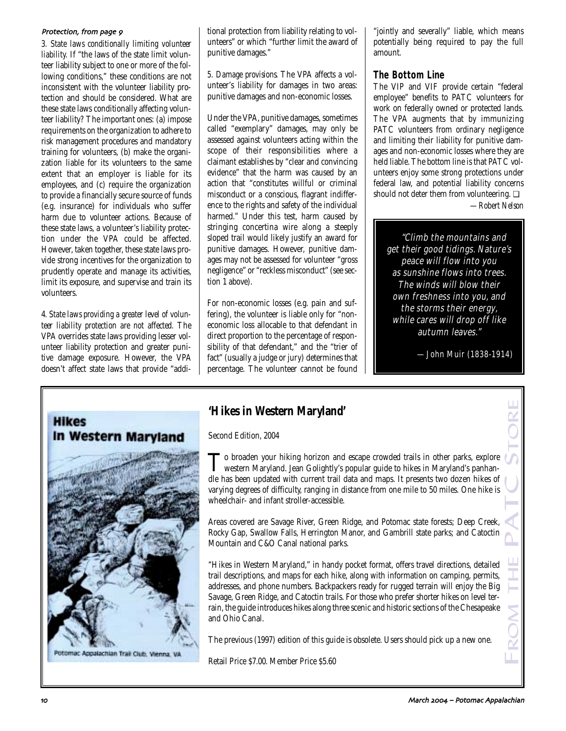*Protection, from page 9*

*3. State laws conditionally limiting volunteer liability.* If "the laws of the state limit volunteer liability subject to one or more of the following conditions," these conditions are not inconsistent with the volunteer liability protection and should be considered. What are these state laws conditionally affecting volunteer liability? The important ones: (a) impose requirements on the organization to adhere to risk management procedures and mandatory training for volunteers, (b) make the organization liable for its volunteers to the same extent that an employer is liable for its employees, and (c) require the organization to provide a financially secure source of funds (e.g. insurance) for individuals who suffer harm due to volunteer actions. Because of these state laws, a volunteer's liability protection under the VPA could be affected. However, taken together, these state laws provide strong incentives for the organization to prudently operate and manage its activities, limit its exposure, and supervise and train its volunteers.

*4. State laws providing a greater level of volunteer liability protection are not affected.* The VPA overrides state laws providing lesser volunteer liability protection and greater punitive damage exposure. However, the VPA doesn't affect state laws that provide "additional protection from liability relating to volunteers" or which "further limit the award of punitive damages."

*5. Damage provisions.* The VPA affects a volunteer's liability for damages in two areas: punitive damages and non-economic losses.

Under the VPA, punitive damages, sometimes called "exemplary" damages, may only be assessed against volunteers acting within the scope of their responsibilities where a claimant establishes by "clear and convincing evidence" that the harm was caused by an action that "constitutes willful or criminal misconduct or a conscious, flagrant indifference to the rights and safety of the individual harmed." Under this test, harm caused by stringing concertina wire along a steeply sloped trail would likely justify an award for punitive damages. However, punitive damages may not be assessed for volunteer "gross negligence" or "reckless misconduct" (see section 1 above).

For non-economic losses (e.g. pain and suffering), the volunteer is liable only for "non-economic loss allocable to that defendant in direct proportion to the percentage of responsibility of that defendant," and the "trier of fact" (usually a judge or jury) determines that percentage. The volunteer cannot be found "jointly and severally" liable, which means potentially being required to pay the full amount.

## The Bottom Line

The VIP and VIF provide certain "federal employee" benefits to PATC volunteers for work on federally owned or protected lands. The VPA augments that by immunizing PATC volunteers from ordinary negligence and limiting their liability for punitive damages and non-economic losses where they are held liable. The bottom line is that PATC volunteers enjoy some strong protections under federal law, and potential liability concerns should not deter them from volunteering. ❑

*—Robert Nelson*

> *"Climb the mountains and get their good tidings. Nature's peace will flow into you as sunshine flows into trees. The winds will blow their own freshness into you, and the storms their energy, while cares will drop off like autumn leaves."*
>
> *—John Muir (1838-1914)*

FROM THE PATC STORE

## 'Hikes in Western Maryland'

Second Edition, 2004

To broaden your hiking horizon and escape crowded trails in other parks, explore western Maryland. Jean Golightly's popular guide to hikes in Maryland's panhandle has been updated with current trail data and maps. It presents two dozen hikes of varying degrees of difficulty, ranging in distance from one mile to 50 miles. One hike is wheelchair- and infant stroller-accessible.

Areas covered are Savage River, Green Ridge, and Potomac state forests; Deep Creek, Rocky Gap, Swallow Falls, Herrington Manor, and Gambrill state parks; and Catoctin Mountain and C&O Canal national parks.

"Hikes in Western Maryland," in handy pocket format, offers travel directions, detailed trail descriptions, and maps for each hike, along with information on camping, permits, addresses, and phone numbers. Backpackers ready for rugged terrain will enjoy the Big Savage, Green Ridge, and Catoctin trails. For those who prefer shorter hikes on level terrain, the guide introduces hikes along three scenic and historic sections of the Chesapeake and Ohio Canal.

The previous (1997) edition of this guide is obsolete. Users should pick up a new one.

Retail Price $7.00. Member Price $5.60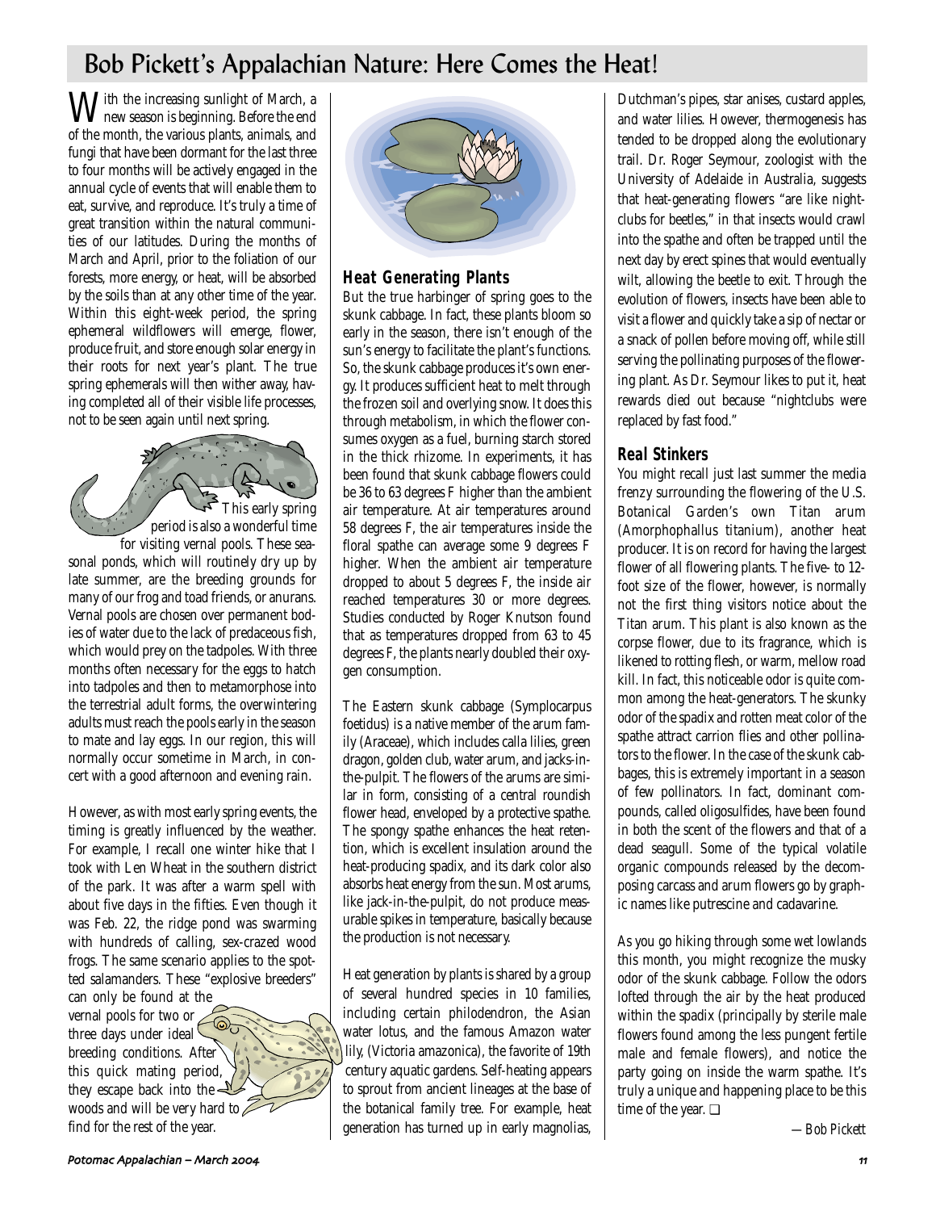# Bob Pickett's Appalachian Nature: Here Comes the Heat!

With the increasing sunlight of March, a new season is beginning. Before the end of the month, the various plants, animals, and fungi that have been dormant for the last three to four months will be actively engaged in the annual cycle of events that will enable them to eat, survive, and reproduce. It's truly a time of great transition within the natural communities of our latitudes. During the months of March and April, prior to the foliation of our forests, more energy, or heat, will be absorbed by the soils than at any other time of the year. Within this eight-week period, the spring ephemeral wildflowers will emerge, flower, produce fruit, and store enough solar energy in their roots for next year's plant. The true spring ephemerals will then wither away, having completed all of their visible life processes, not to be seen again until next spring.

This early spring period is also a wonderful time for visiting vernal pools. These seasonal ponds, which will routinely dry up by late summer, are the breeding grounds for many of our frog and toad friends, or anurans. Vernal pools are chosen over permanent bodies of water due to the lack of predaceous fish, which would prey on the tadpoles. With three months often necessary for the eggs to hatch into tadpoles and then to metamorphose into the terrestrial adult forms, the overwintering adults must reach the pools early in the season to mate and lay eggs. In our region, this will normally occur sometime in March, in concert with a good afternoon and evening rain.

However, as with most early spring events, the timing is greatly influenced by the weather. For example, I recall one winter hike that I took with Len Wheat in the southern district of the park. It was after a warm spell with about five days in the fifties. Even though it was Feb. 22, the ridge pond was swarming with hundreds of calling, sex-crazed wood frogs. The same scenario applies to the spotted salamanders. These "explosive breeders" can only be found at the vernal pools for two or three days under ideal breeding conditions. After this quick mating period, they escape back into the woods and will be very hard to find for the rest of the year.

## Heat Generating Plants

But the true harbinger of spring goes to the skunk cabbage. In fact, these plants bloom so early in the season, there isn't enough of the sun's energy to facilitate the plant's functions. So, the skunk cabbage produces it's own energy. It produces sufficient heat to melt through the frozen soil and overlying snow. It does this through metabolism, in which the flower consumes oxygen as a fuel, burning starch stored in the thick rhizome. In experiments, it has been found that skunk cabbage flowers could be 36 to 63 degrees F higher than the ambient air temperature. At air temperatures around 58 degrees F, the air temperatures inside the floral spathe can average some 9 degrees F higher. When the ambient air temperature dropped to about 5 degrees F, the inside air reached temperatures 30 or more degrees. Studies conducted by Roger Knutson found that as temperatures dropped from 63 to 45 degrees F, the plants nearly doubled their oxygen consumption.

The Eastern skunk cabbage (Symplocarpus foetidus) is a native member of the arum family (Araceae), which includes calla lilies, green dragon, golden club, water arum, and jacks-in-the-pulpit. The flowers of the arums are similar in form, consisting of a central roundish flower head, enveloped by a protective spathe. The spongy spathe enhances the heat retention, which is excellent insulation around the heat-producing spadix, and its dark color also absorbs heat energy from the sun. Most arums, like jack-in-the-pulpit, do not produce measurable spikes in temperature, basically because the production is not necessary.

Heat generation by plants is shared by a group of several hundred species in 10 families, including certain philodendron, the Asian water lotus, and the famous Amazon water lily, (Victoria amazonica), the favorite of 19th century aquatic gardens. Self-heating appears to sprout from ancient lineages at the base of the botanical family tree. For example, heat generation has turned up in early magnolias, Dutchman's pipes, star anises, custard apples, and water lilies. However, thermogenesis has tended to be dropped along the evolutionary trail. Dr. Roger Seymour, zoologist with the University of Adelaide in Australia, suggests that heat-generating flowers "are like night-clubs for beetles," in that insects would crawl into the spathe and often be trapped until the next day by erect spines that would eventually wilt, allowing the beetle to exit. Through the evolution of flowers, insects have been able to visit a flower and quickly take a sip of nectar or a snack of pollen before moving off, while still serving the pollinating purposes of the flowering plant. As Dr. Seymour likes to put it, heat rewards died out because "nightclubs were replaced by fast food."

## Real Stinkers

You might recall just last summer the media frenzy surrounding the flowering of the U.S. Botanical Garden's own Titan arum (Amorphophallus titanium), another heat producer. It is on record for having the largest flower of all flowering plants. The five- to 12-foot size of the flower, however, is normally not the first thing visitors notice about the Titan arum. This plant is also known as the corpse flower, due to its fragrance, which is likened to rotting flesh, or warm, mellow road kill. In fact, this noticeable odor is quite common among the heat-generators. The skunky odor of the spadix and rotten meat color of the spathe attract carrion flies and other pollinators to the flower. In the case of the skunk cabbages, this is extremely important in a season of few pollinators. In fact, dominant compounds, called oligosulfides, have been found in both the scent of the flowers and that of a dead seagull. Some of the typical volatile organic compounds released by the decomposing carcass and arum flowers go by graphic names like putrescine and cadavarine.

As you go hiking through some wet lowlands this month, you might recognize the musky odor of the skunk cabbage. Follow the odors lofted through the air by the heat produced within the spadix (principally by sterile male flowers found among the less pungent fertile male and female flowers), and notice the party going on inside the warm spathe. It's truly a unique and happening place to be this time of the year. ❑

*—Bob Pickett*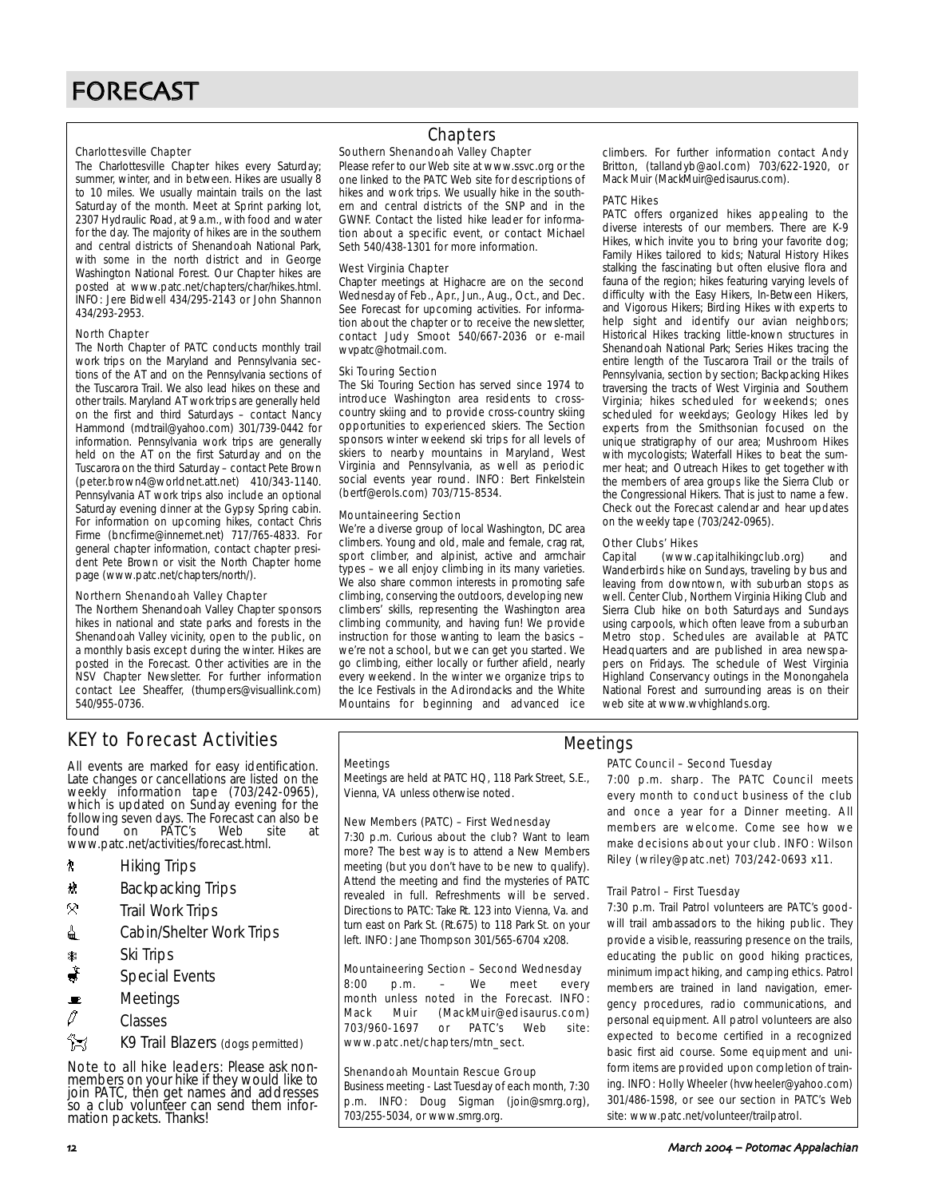# FORECAST

## Chapters

### Charlottesville Chapter

The Charlottesville Chapter hikes every Saturday; summer, winter, and in between. Hikes are usually 8 to 10 miles. We usually maintain trails on the last Saturday of the month. Meet at Sprint parking lot, 2307 Hydraulic Road, at 9 a.m., with food and water for the day. The majority of hikes are in the southern and central districts of Shenandoah National Park, with some in the north district and in George Washington National Forest. Our Chapter hikes are posted at www.patc.net/chapters/char/hikes.html. INFO: Jere Bidwell 434/295-2143 or John Shannon 434/293-2953.

### North Chapter

The North Chapter of PATC conducts monthly trail work trips on the Maryland and Pennsylvania sections of the AT and on the Pennsylvania sections of the Tuscarora Trail. We also lead hikes on these and other trails. Maryland AT work trips are generally held on the first and third Saturdays – contact Nancy Hammond (mdtrail@yahoo.com) 301/739-0442 for information. Pennsylvania work trips are generally held on the AT on the first Saturday and on the Tuscarora on the third Saturday – contact Pete Brown (peter.brown4@worldnet.att.net) 410/343-1140. Pennsylvania AT work trips also include an optional Saturday evening dinner at the Gypsy Spring cabin. For information on upcoming hikes, contact Chris Firme (bncfirme@innernet.net) 717/765-4833. For general chapter information, contact chapter president Pete Brown or visit the North Chapter home page (www.patc.net/chapters/north/).

### Northern Shenandoah Valley Chapter

The Northern Shenandoah Valley Chapter sponsors hikes in national and state parks and forests in the Shenandoah Valley vicinity, open to the public, on a monthly basis except during the winter. Hikes are posted in the Forecast. Other activities are in the NSV Chapter Newsletter. For further information contact Lee Sheaffer, (thumpers@visuallink.com) 540/955-0736.

### Southern Shenandoah Valley Chapter

Please refer to our Web site at www.ssvc.org or the one linked to the PATC Web site for descriptions of hikes and work trips. We usually hike in the southern and central districts of the SNP and in the GWNF. Contact the listed hike leader for information about a specific event, or contact Michael Seth 540/438-1301 for more information.

### West Virginia Chapter

Chapter meetings at Highacre are on the second Wednesday of Feb., Apr., Jun., Aug., Oct., and Dec. See Forecast for upcoming activities. For information about the chapter or to receive the newsletter, contact Judy Smoot 540/667-2036 or e-mail wvpatc@hotmail.com.

### Ski Touring Section

The Ski Touring Section has served since 1974 to introduce Washington area residents to cross-country skiing and to provide cross-country skiing opportunities to experienced skiers. The Section sponsors winter weekend ski trips for all levels of skiers to nearby mountains in Maryland, West Virginia and Pennsylvania, as well as periodic social events year round. INFO: Bert Finkelstein (bertf@erols.com) 703/715-8534.

### Mountaineering Section

We're a diverse group of local Washington, DC area climbers. Young and old, male and female, crag rat, sport climber, and alpinist, active and armchair types – we all enjoy climbing in its many varieties. We also share common interests in promoting safe climbing, conserving the outdoors, developing new climbers' skills, representing the Washington area climbing community, and having fun! We provide instruction for those wanting to learn the basics – we're not a school, but we can get you started. We go climbing, either locally or further afield, nearly every weekend. In the winter we organize trips to the Ice Festivals in the Adirondacks and the White Mountains for beginning and advanced ice climbers. For further information contact Andy Britton, (tallandyb@aol.com) 703/622-1920, or Mack Muir (MackMuir@edisaurus.com).

### PATC Hikes

PATC offers organized hikes appealing to the diverse interests of our members. There are K-9 Hikes, which invite you to bring your favorite dog; Family Hikes tailored to kids; Natural History Hikes stalking the fascinating but often elusive flora and fauna of the region; hikes featuring varying levels of difficulty with the Easy Hikers, In-Between Hikers, and Vigorous Hikers; Birding Hikes with experts to help sight and identify our avian neighbors; Historical Hikes tracking little-known structures in Shenandoah National Park; Series Hikes tracing the entire length of the Tuscarora Trail or the trails of Pennsylvania, section by section; Backpacking Hikes traversing the tracts of West Virginia and Southern Virginia; hikes scheduled for weekends; ones scheduled for weekdays; Geology Hikes led by experts from the Smithsonian focused on the unique stratigraphy of our area; Mushroom Hikes with mycologists; Waterfall Hikes to beat the summer heat; and Outreach Hikes to get together with the members of area groups like the Sierra Club or the Congressional Hikers. That is just to name a few. Check out the Forecast calendar and hear updates on the weekly tape (703/242-0965).

### Other Clubs' Hikes

Capital (www.capitalhikingclub.org) and Wanderbirds hike on Sundays, traveling by bus and leaving from downtown, with suburban stops as well. Center Club, Northern Virginia Hiking Club and Sierra Club hike on both Saturdays and Sundays using carpools, which often leave from a suburban Metro stop. Schedules are available at PATC Headquarters and are published in area newspapers on Fridays. The schedule of West Virginia Highland Conservancy outings in the Monongahela National Forest and surrounding areas is on their web site at www.wvhighlands.org.

## KEY to Forecast Activities

All events are marked for easy identification. Late changes or cancellations are listed on the weekly information tape (703/242-0965), which is updated on Sunday evening for the following seven days. The Forecast can also be found on PATC's Web site at www.patc.net/activities/forecast.html.

- Hiking Trips
- Backpacking Trips
- Trail Work Trips
- Cabin/Shelter Work Trips
- Ski Trips
- Special Events
- Meetings
- Classes
- K9 Trail Blazers (dogs permitted)

Note to all hike leaders: Please ask non-members on your hike if they would like to join PATC, then get names and addresses so a club volunteer can send them information packets. Thanks!

## Meetings

### Meetings

Meetings are held at PATC HQ, 118 Park Street, S.E., Vienna, VA unless otherwise noted.

### New Members (PATC) – First Wednesday

7:30 p.m. Curious about the club? Want to learn more? The best way is to attend a New Members meeting (but you don't have to be new to qualify). Attend the meeting and find the mysteries of PATC revealed in full. Refreshments will be served. Directions to PATC: Take Rt. 123 into Vienna, Va. and turn east on Park St. (Rt.675) to 118 Park St. on your left. INFO: Jane Thompson 301/565-6704 x208.

### Mountaineering Section – Second Wednesday

8:00 p.m. – We meet every month unless noted in the Forecast. INFO: Mack Muir (MackMuir@edisaurus.com) 703/960-1697 or PATC's Web site: www.patc.net/chapters/mtn_sect.

### Shenandoah Mountain Rescue Group

Business meeting - Last Tuesday of each month, 7:30 p.m. INFO: Doug Sigman (join@smrg.org), 703/255-5034, or www.smrg.org.

### PATC Council – Second Tuesday

7:00 p.m. sharp. The PATC Council meets every month to conduct business of the club and once a year for a Dinner meeting. All members are welcome. Come see how we make decisions about your club. INFO: Wilson Riley (wriley@patc.net) 703/242-0693 x11.

### Trail Patrol – First Tuesday

7:30 p.m. Trail Patrol volunteers are PATC's goodwill trail ambassadors to the hiking public. They provide a visible, reassuring presence on the trails, educating the public on good hiking practices, minimum impact hiking, and camping ethics. Patrol members are trained in land navigation, emergency procedures, radio communications, and personal equipment. All patrol volunteers are also expected to become certified in a recognized basic first aid course. Some equipment and uniform items are provided upon completion of training. INFO: Holly Wheeler (hvwheeler@yahoo.com) 301/486-1598, or see our section in PATC's Web site: www.patc.net/volunteer/trailpatrol.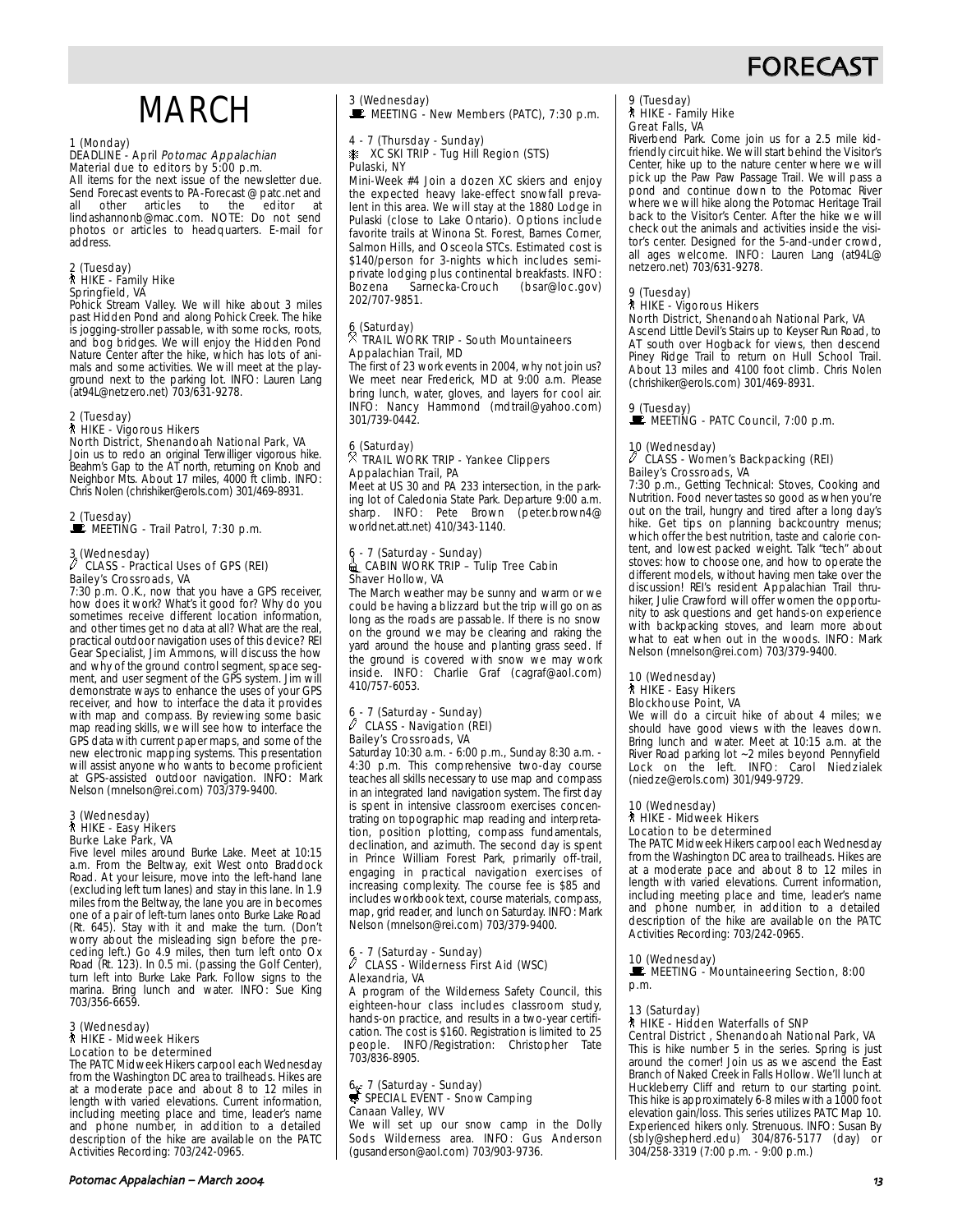# FORECAST

# MARCH

1 (Monday)
DEADLINE - April *Potomac Appalachian*
Material due to editors by 5:00 p.m.
All items for the next issue of the newsletter due. Send Forecast events to PA-Forecast@patc.net and all other articles to the editor at lindashannonb@mac.com. NOTE: Do not send photos or articles to headquarters. E-mail for address.

2 (Tuesday)
HIKE - Family Hike
Springfield, VA
Pohick Stream Valley. We will hike about 3 miles past Hidden Pond and along Pohick Creek. The hike is jogging-stroller passable, with some rocks, roots, and bog bridges. We will enjoy the Hidden Pond Nature Center after the hike, which has lots of animals and some activities. We will meet at the playground next to the parking lot. INFO: Lauren Lang (at94L@netzero.net) 703/631-9278.

2 (Tuesday)
HIKE - Vigorous Hikers
North District, Shenandoah National Park, VA
Join us to redo an original Terwilliger vigorous hike. Beahm's Gap to the AT north, returning on Knob and Neighbor Mts. About 17 miles, 4000 ft climb. INFO: Chris Nolen (chrishiker@erols.com) 301/469-8931.

2 (Tuesday)
MEETING - Trail Patrol, 7:30 p.m.

3 (Wednesday)
CLASS - Practical Uses of GPS (REI)
Bailey's Crossroads, VA
7:30 p.m. O.K., now that you have a GPS receiver, how does it work? What's it good for? Why do you sometimes receive different location information, and other times get no data at all? What are the real, practical outdoor navigation uses of this device? REI Gear Specialist, Jim Ammons, will discuss the how and why of the ground control segment, space segment, and user segment of the GPS system. Jim will demonstrate ways to enhance the uses of your GPS receiver, and how to interface the data it provides with map and compass. By reviewing some basic map reading skills, we will see how to interface the GPS data with current paper maps, and some of the new electronic mapping systems. This presentation will assist anyone who wants to become proficient at GPS-assisted outdoor navigation. INFO: Mark Nelson (mnelson@rei.com) 703/379-9400.

3 (Wednesday)
HIKE - Easy Hikers
Burke Lake Park, VA
Five level miles around Burke Lake. Meet at 10:15 a.m. From the Beltway, exit West onto Braddock Road. At your leisure, move into the left-hand lane (excluding left turn lanes) and stay in this lane. In 1.9 miles from the Beltway, the lane you are in becomes one of a pair of left-turn lanes onto Burke Lake Road (Rt. 645). Stay with it and make the turn. (Don't worry about the misleading sign before the preceding left.) Go 4.9 miles, then turn left onto Ox Road (Rt. 123). In 0.5 mi. (passing the Golf Center), turn left into Burke Lake Park. Follow signs to the marina. Bring lunch and water. INFO: Sue King 703/356-6659.

3 (Wednesday)
HIKE - Midweek Hikers
Location to be determined
The PATC Midweek Hikers carpool each Wednesday from the Washington DC area to trailheads. Hikes are at a moderate pace and about 8 to 12 miles in length with varied elevations. Current information, including meeting place and time, leader's name and phone number, in addition to a detailed description of the hike are available on the PATC Activities Recording: 703/242-0965.

3 (Wednesday)
MEETING - New Members (PATC), 7:30 p.m.

4 - 7 (Thursday - Sunday)
XC SKI TRIP - Tug Hill Region (STS)
Pulaski, NY
Mini-Week #4 Join a dozen XC skiers and enjoy the expected heavy lake-effect snowfall prevalent in this area. We will stay at the 1880 Lodge in Pulaski (close to Lake Ontario). Options include favorite trails at Winona St. Forest, Barnes Corner, Salmon Hills, and Osceola STCs. Estimated cost is $140/person for 3-nights which includes semi-private lodging plus continental breakfasts. INFO: Bozena Sarnecka-Crouch (bsar@loc.gov) 202/707-9851.

6 (Saturday)
TRAIL WORK TRIP - South Mountaineers
Appalachian Trail, MD
The first of 23 work events in 2004, why not join us? We meet near Frederick, MD at 9:00 a.m. Please bring lunch, water, gloves, and layers for cool air. INFO: Nancy Hammond (mdtrail@yahoo.com) 301/739-0442.

6 (Saturday)
TRAIL WORK TRIP - Yankee Clippers
Appalachian Trail, PA
Meet at US 30 and PA 233 intersection, in the parking lot of Caledonia State Park. Departure 9:00 a.m. sharp. INFO: Pete Brown (peter.brown4@worldnet.att.net) 410/343-1140.

6 - 7 (Saturday - Sunday)
CABIN WORK TRIP – Tulip Tree Cabin
Shaver Hollow, VA
The March weather may be sunny and warm or we could be having a blizzard but the trip will go on as long as the roads are passable. If there is no snow on the ground we may be clearing and raking the yard around the house and planting grass seed. If the ground is covered with snow we may work inside. INFO: Charlie Graf (cagraf@aol.com) 410/757-6053.

6 - 7 (Saturday - Sunday)
CLASS - Navigation (REI)
Bailey's Crossroads, VA
Saturday 10:30 a.m. - 6:00 p.m., Sunday 8:30 a.m. - 4:30 p.m. This comprehensive two-day course teaches all skills necessary to use map and compass in an integrated land navigation system. The first day is spent in intensive classroom exercises concentrating on topographic map reading and interpretation, position plotting, compass fundamentals, declination, and azimuth. The second day is spent in Prince William Forest Park, primarily off-trail, engaging in practical navigation exercises of increasing complexity. The course fee is $85 and includes workbook text, course materials, compass, map, grid reader, and lunch on Saturday. INFO: Mark Nelson (mnelson@rei.com) 703/379-9400.

6 - 7 (Saturday - Sunday)
CLASS - Wilderness First Aid (WSC)
Alexandria, VA
A program of the Wilderness Safety Council, this eighteen-hour class includes classroom study, hands-on practice, and results in a two-year certification. The cost is $160. Registration is limited to 25 people. INFO/Registration: Christopher Tate 703/836-8905.

6 - 7 (Saturday - Sunday)
SPECIAL EVENT - Snow Camping
Canaan Valley, WV
We will set up our snow camp in the Dolly Sods Wilderness area. INFO: Gus Anderson (gusanderson@aol.com) 703/903-9736.

9 (Tuesday)
HIKE - Family Hike
Great Falls, VA
Riverbend Park. Come join us for a 2.5 mile kid-friendly circuit hike. We will start behind the Visitor's Center, hike up to the nature center where we will pick up the Paw Paw Passage Trail. We will pass a pond and continue down to the Potomac River where we will hike along the Potomac Heritage Trail back to the Visitor's Center. After the hike we will check out the animals and activities inside the visitor's center. Designed for the 5-and-under crowd, all ages welcome. INFO: Lauren Lang (at94L@netzero.net) 703/631-9278.

9 (Tuesday)
HIKE - Vigorous Hikers
North District, Shenandoah National Park, VA
Ascend Little Devil's Stairs up to Keyser Run Road, to AT south over Hogback for views, then descend Piney Ridge Trail to return on Hull School Trail. About 13 miles and 4100 foot climb. Chris Nolen (chrishiker@erols.com) 301/469-8931.

9 (Tuesday)
MEETING - PATC Council, 7:00 p.m.

10 (Wednesday)
CLASS - Women's Backpacking (REI)
Bailey's Crossroads, VA
7:30 p.m., Getting Technical: Stoves, Cooking and Nutrition. Food never tastes so good as when you're out on the trail, hungry and tired after a long day's hike. Get tips on planning backcountry menus; which offer the best nutrition, taste and calorie content, and lowest packed weight. Talk "tech" about stoves: how to choose one, and how to operate the different models, without having men take over the discussion! REI's resident Appalachian Trail thru-hiker, Julie Crawford will offer women the opportunity to ask questions and get hands-on experience with backpacking stoves, and learn more about what to eat when out in the woods. INFO: Mark Nelson (mnelson@rei.com) 703/379-9400.

10 (Wednesday)
HIKE - Easy Hikers
Blockhouse Point, VA
We will do a circuit hike of about 4 miles; we should have good views with the leaves down. Bring lunch and water. Meet at 10:15 a.m. at the River Road parking lot ~2 miles beyond Pennyfield Lock on the left. INFO: Carol Niedzialek (niedze@erols.com) 301/949-9729.

10 (Wednesday)
HIKE - Midweek Hikers
Location to be determined
The PATC Midweek Hikers carpool each Wednesday from the Washington DC area to trailheads. Hikes are at a moderate pace and about 8 to 12 miles in length with varied elevations. Current information, including meeting place and time, leader's name and phone number, in addition to a detailed description of the hike are available on the PATC Activities Recording: 703/242-0965.

10 (Wednesday)
MEETING - Mountaineering Section, 8:00 p.m.

13 (Saturday)
HIKE - Hidden Waterfalls of SNP
Central District , Shenandoah National Park, VA
This is hike number 5 in the series. Spring is just around the corner! Join us as we ascend the East Branch of Naked Creek in Falls Hollow. We'll lunch at Huckleberry Cliff and return to our starting point. This hike is approximately 6-8 miles with a 1000 foot elevation gain/loss. This series utilizes PATC Map 10. Experienced hikers only. Strenuous. INFO: Susan By (sbly@shepherd.edu) 304/876-5177 (day) or 304/258-3319 (7:00 p.m. - 9:00 p.m.)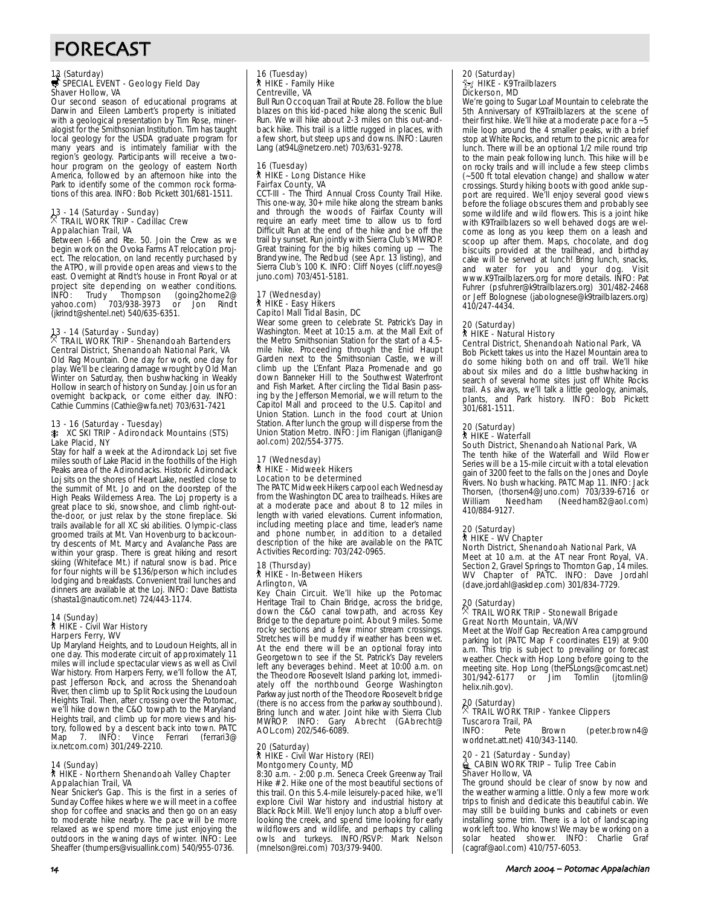# FORECAST

13 (Saturday)
**SPECIAL EVENT - Geology Field Day**
Shaver Hollow, VA
Our second season of educational programs at Darwin and Eileen Lambert's property is initiated with a geological presentation by Tim Rose, mineralogist for the Smithsonian Institution. Tim has taught local geology for the USDA graduate program for many years and is intimately familiar with the region's geology. Participants will receive a two-hour program on the geology of eastern North America, followed by an afternoon hike into the Park to identify some of the common rock formations of this area. INFO: Bob Pickett 301/681-1511.

13 - 14 (Saturday - Sunday)
**TRAIL WORK TRIP - Cadillac Crew**
Appalachian Trail, VA
Between I-66 and Rte. 50. Join the Crew as we begin work on the Ovoka Farms AT relocation project. The relocation, on land recently purchased by the ATPO, will provide open areas and views to the east. Overnight at Rindt's house in Front Royal or at project site depending on weather conditions. INFO: Trudy Thompson (going2home2@yahoo.com) 703/938-3973 or Jon Rindt (jkrindt@shentel.net) 540/635-6351.

13 - 14 (Saturday - Sunday)
**TRAIL WORK TRIP - Shenandoah Bartenders**
Central District, Shenandoah National Park, VA
Old Rag Mountain. One day for work, one day for play. We'll be clearing damage wrought by Old Man Winter on Saturday, then bushwhacking in Weakly Hollow in search of history on Sunday. Join us for an overnight backpack, or come either day. INFO: Cathie Cummins (Cathie@wfa.net) 703/631-7421

13 - 16 (Saturday - Tuesday)
**XC SKI TRIP - Adirondack Mountains (STS)**
Lake Placid, NY
Stay for half a week at the Adirondack Loj set five miles south of Lake Placid in the foothills of the High Peaks area of the Adirondacks. Historic Adirondack Loj sits on the shores of Heart Lake, nestled close to the summit of Mt. Jo and on the doorstep of the High Peaks Wilderness Area. The Loj property is a great place to ski, snowshoe, and climb right-out-the-door, or just relax by the stone fireplace. Ski trails available for all XC ski abilities. Olympic-class groomed trails at Mt. Van Hovenburg to backcountry descents of Mt. Marcy and Avalanche Pass are within your grasp. There is great hiking and resort skiing (Whiteface Mt.) if natural snow is bad. Price for four nights will be $136/person which includes lodging and breakfasts. Convenient trail lunches and dinners are available at the Loj. INFO: Dave Battista (shasta1@nauticom.net) 724/443-1174.

14 (Sunday)
**HIKE - Civil War History**
Harpers Ferry, WV
Up Maryland Heights, and to Loudoun Heights, all in one day. This moderate circuit of approximately 11 miles will include spectacular views as well as Civil War history. From Harpers Ferry, we'll follow the AT, past Jefferson Rock, and across the Shenandoah River, then climb up to Split Rock using the Loudoun Heights Trail. Then, after crossing over the Potomac, we'll hike down the C&O towpath to the Maryland Heights trail, and climb up for more views and history, followed by a descent back into town. PATC Map 7. INFO: Vince Ferrari (ferrari3@ix.netcom.com) 301/249-2210.

14 (Sunday)
**HIKE - Northern Shenandoah Valley Chapter**
Appalachian Trail, VA
Near Snicker's Gap. This is the first in a series of Sunday Coffee hikes where we will meet in a coffee shop for coffee and snacks and then go on an easy to moderate hike nearby. The pace will be more relaxed as we spend more time just enjoying the outdoors in the waning days of winter. INFO: Lee Sheaffer (thumpers@visuallink.com) 540/955-0736.

16 (Tuesday)
**HIKE - Family Hike**
Centreville, VA
Bull Run Occoquan Trail at Route 28. Follow the blue blazes on this kid-paced hike along the scenic Bull Run. We will hike about 2-3 miles on this out-and-back hike. This trail is a little rugged in places, with a few short, but steep ups and downs. INFO: Lauren Lang (at94L@netzero.net) 703/631-9278.

16 (Tuesday)
**HIKE - Long Distance Hike**
Fairfax County, VA
CCT-III - The Third Annual Cross County Trail Hike. This one-way, 30+ mile hike along the stream banks and through the woods of Fairfax County will require an early meet time to allow us to ford Difficult Run at the end of the hike and be off the trail by sunset. Run jointly with Sierra Club's MWROP. Great training for the big hikes coming up — The Brandywine, The Redbud (see Apr. 13 listing), and Sierra Club's 100 K. INFO: Cliff Noyes (cliff.noyes@juno.com) 703/451-5181.

17 (Wednesday)
**HIKE - Easy Hikers**
Capitol Mall Tidal Basin, DC
Wear some green to celebrate St. Patrick's Day in Washington. Meet at 10:15 a.m. at the Mall Exit of the Metro Smithsonian Station for the start of a 4.5-mile hike. Proceeding through the Enid Haupt Garden next to the Smithsonian Castle, we will climb up the L'Enfant Plaza Promenade and go down Banneker Hill to the Southwest Waterfront and Fish Market. After circling the Tidal Basin passing by the Jefferson Memorial, we will return to the Capitol Mall and proceed to the U.S. Capitol and Union Station. Lunch in the food court at Union Station. After lunch the group will disperse from the Union Station Metro. INFO: Jim Flanigan (jflanigan@aol.com) 202/554-3775.

17 (Wednesday)
**HIKE - Midweek Hikers**
Location to be determined
The PATC Midweek Hikers carpool each Wednesday from the Washington DC area to trailheads. Hikes are at a moderate pace and about 8 to 12 miles in length with varied elevations. Current information, including meeting place and time, leader's name and phone number, in addition to a detailed description of the hike are available on the PATC Activities Recording: 703/242-0965.

18 (Thursday)
**HIKE - In-Between Hikers**
Arlington, VA
Key Chain Circuit. We'll hike up the Potomac Heritage Trail to Chain Bridge, across the bridge, down the C&O canal towpath, and across Key Bridge to the departure point. About 9 miles. Some rocky sections and a few minor stream crossings. Stretches will be muddy if weather has been wet. At the end there will be an optional foray into Georgetown to see if the St. Patrick's Day revelers left any beverages behind. Meet at 10:00 a.m. on the Theodore Roosevelt Island parking lot, immediately off the northbound George Washington Parkway just north of the Theodore Roosevelt bridge (there is no access from the parkway southbound). Bring lunch and water. Joint hike with Sierra Club MWROP. INFO: Gary Abrecht (GAbrecht@AOL.com) 202/546-6089.

20 (Saturday)
**HIKE - Civil War History (REI)**
Montgomery County, MD
8:30 a.m. - 2:00 p.m. Seneca Creek Greenway Trail Hike # 2. Hike one of the most beautiful sections of this trail. On this 5.4-mile leisurely-paced hike, we'll explore Civil War history and industrial history at Black Rock Mill. We'll enjoy lunch atop a bluff overlooking the creek, and spend time looking for early wildflowers and wildlife, and perhaps try calling owls and turkeys. INFO/RSVP: Mark Nelson (mnelson@rei.com) 703/379-9400.

20 (Saturday)
**HIKE - K9Trailblazers**
Dickerson, MD
We're going to Sugar Loaf Mountain to celebrate the 5th Anniversary of K9Trailblazers at the scene of their first hike. We'll hike at a moderate pace for a ~5 mile loop around the 4 smaller peaks, with a brief stop at White Rocks, and return to the picnic area for lunch. There will be an optional 1/2 mile round trip to the main peak following lunch. This hike will be on rocky trails and will include a few steep climbs (~500 ft total elevation change) and shallow water crossings. Sturdy hiking boots with good ankle support are required. We'll enjoy several good views before the foliage obscures them and probably see some wildlife and wild flowers. This is a joint hike with K9Trailblazers so well behaved dogs are welcome as long as you keep them on a leash and scoop up after them. Maps, chocolate, and dog biscuits provided at the trailhead, and birthday cake will be served at lunch! Bring lunch, snacks, and water for you and your dog. Visit www.K9Trailblazers.org for more details. INFO: Pat Fuhrer (psfuhrer@k9trailblazers.org) 301/482-2468 or Jeff Bolognese (jabolognese@k9trailblazers.org) 410/247-4434.

20 (Saturday)
**HIKE - Natural History**
Central District, Shenandoah National Park, VA
Bob Pickett takes us into the Hazel Mountain area to do some hiking both on and off trail. We'll hike about six miles and do a little bushwhacking in search of several home sites just off White Rocks trail. As always, we'll talk a little geology, animals, plants, and Park history. INFO: Bob Pickett 301/681-1511.

20 (Saturday)
**HIKE - Waterfall**
South District, Shenandoah National Park, VA
The tenth hike of the Waterfall and Wild Flower Series will be a 15-mile circuit with a total elevation gain of 3200 feet to the falls on the Jones and Doyle Rivers. No bush whacking. PATC Map 11. INFO: Jack Thorsen, (thorsen4@Juno.com) 703/339-6716 or William Needham (Needham82@aol.com) 410/884-9127.

20 (Saturday)
**HIKE - WV Chapter**
North District, Shenandoah National Park, VA
Meet at 10 a.m. at the AT near Front Royal, VA. Section 2, Gravel Springs to Thornton Gap, 14 miles. WV Chapter of PATC. INFO: Dave Jordahl (dave.jordahl@askdep.com) 301/834-7729.

20 (Saturday)
**TRAIL WORK TRIP - Stonewall Brigade**
Great North Mountain, VA/WV
Meet at the Wolf Gap Recreation Area campground parking lot (PATC Map F coordinates E19) at 9:00 a.m. This trip is subject to prevailing or forecast weather. Check with Hop Long before going to the meeting site. Hop Long (theFSLongs@comcast.net) 301/942-6177 or Jim Tomlin (jtomlin@helix.nih.gov).

20 (Saturday)
**TRAIL WORK TRIP - Yankee Clippers**
Tuscarora Trail, PA
INFO: Pete Brown (peter.brown4@worldnet.att.net) 410/343-1140.

20 - 21 (Saturday - Sunday)
**CABIN WORK TRIP – Tulip Tree Cabin**
Shaver Hollow, VA
The ground should be clear of snow by now and the weather warming a little. Only a few more work trips to finish and dedicate this beautiful cabin. We may still be building bunks and cabinets or even installing some trim. There is a lot of landscaping work left too. Who knows! We may be working on a solar heated shower. INFO: Charlie Graf (cagraf@aol.com) 410/757-6053.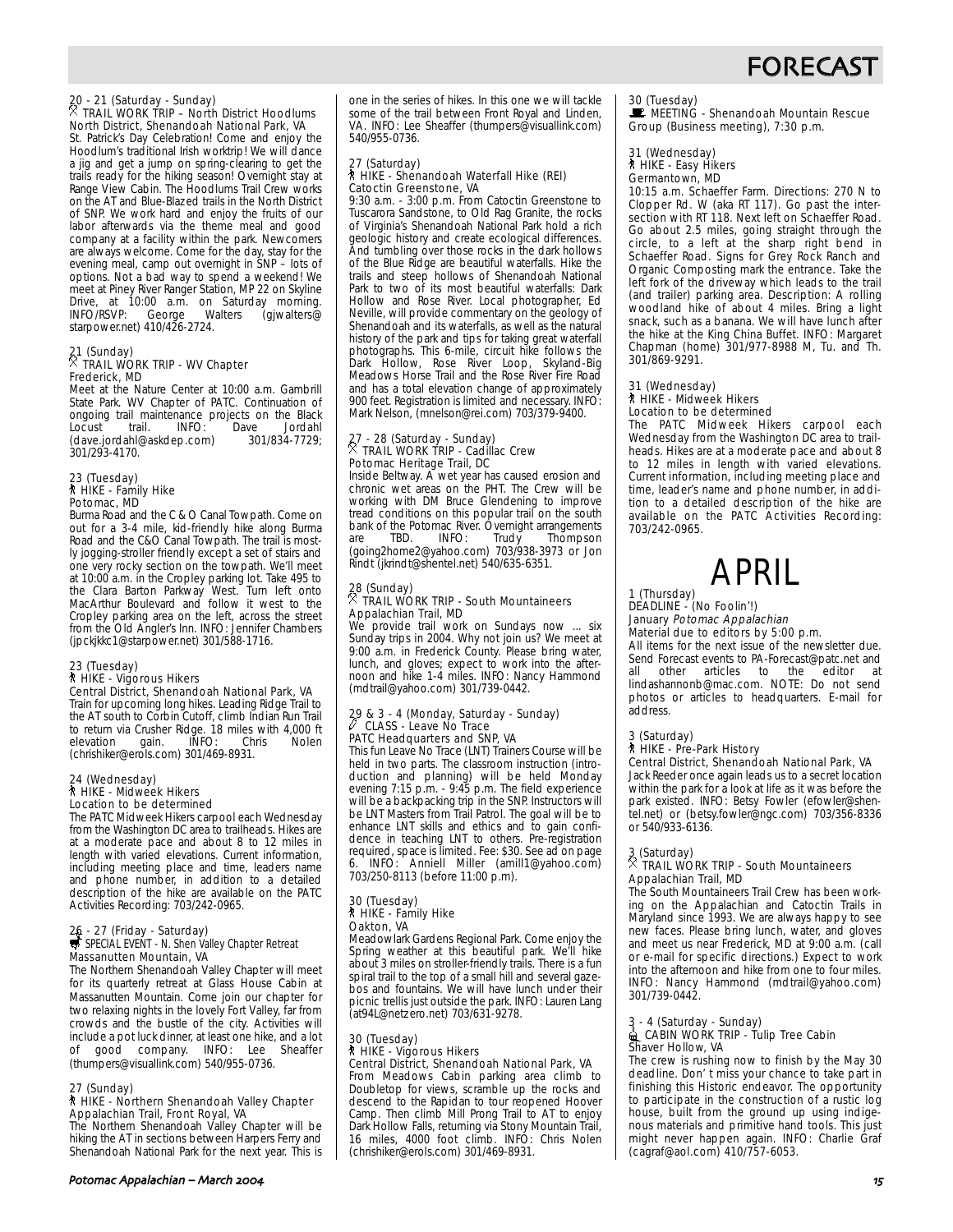# FORECAST

**20 - 21 (Saturday - Sunday)**
TRAIL WORK TRIP – North District Hoodlums
North District, Shenandoah National Park, VA
St. Patrick's Day Celebration! Come and enjoy the Hoodlum's traditional Irish worktrip! We will dance a jig and get a jump on spring-clearing to get the trails ready for the hiking season! Overnight stay at Range View Cabin. The Hoodlums Trail Crew works on the AT and Blue-Blazed trails in the North District of SNP. We work hard and enjoy the fruits of our labor afterwards via the theme meal and good company at a facility within the park. Newcomers are always welcome. Come for the day, stay for the evening meal, camp out overnight in SNP – lots of options. Not a bad way to spend a weekend! We meet at Piney River Ranger Station, MP 22 on Skyline Drive, at 10:00 a.m. on Saturday morning. INFO/RSVP: George Walters (gjwalters@starpower.net) 410/426-2724.

**21 (Sunday)**
TRAIL WORK TRIP - WV Chapter
Frederick, MD
Meet at the Nature Center at 10:00 a.m. Gambrill State Park. WV Chapter of PATC. Continuation of ongoing trail maintenance projects on the Black Locust trail. INFO: Dave Jordahl (dave.jordahl@askdep.com) 301/834-7729; 301/293-4170.

**23 (Tuesday)**
HIKE - Family Hike
Potomac, MD
Burma Road and the C & O Canal Towpath. Come on out for a 3-4 mile, kid-friendly hike along Burma Road and the C&O Canal Towpath. The trail is mostly jogging-stroller friendly except a set of stairs and one very rocky section on the towpath. We'll meet at 10:00 a.m. in the Cropley parking lot. Take 495 to the Clara Barton Parkway West. Turn left onto MacArthur Boulevard and follow it west to the Cropley parking area on the left, across the street from the Old Angler's Inn. INFO: Jennifer Chambers (jpckjkkc1@starpower.net) 301/588-1716.

**23 (Tuesday)**
HIKE - Vigorous Hikers
Central District, Shenandoah National Park, VA
Train for upcoming long hikes. Leading Ridge Trail to the AT south to Corbin Cutoff, climb Indian Run Trail to return via Crusher Ridge. 18 miles with 4,000 ft elevation gain. INFO: Chris Nolen (chrishiker@erols.com) 301/469-8931.

**24 (Wednesday)**
HIKE - Midweek Hikers
Location to be determined
The PATC Midweek Hikers carpool each Wednesday from the Washington DC area to trailheads. Hikes are at a moderate pace and about 8 to 12 miles in length with varied elevations. Current information, including meeting place and time, leaders name and phone number, in addition to a detailed description of the hike are available on the PATC Activities Recording: 703/242-0965.

**26 - 27 (Friday - Saturday)**
SPECIAL EVENT - N. Shen Valley Chapter Retreat
Massanutten Mountain, VA
The Northern Shenandoah Valley Chapter will meet for its quarterly retreat at Glass House Cabin at Massanutten Mountain. Come join our chapter for two relaxing nights in the lovely Fort Valley, far from crowds and the bustle of the city. Activities will include a pot luck dinner, at least one hike, and a lot of good company. INFO: Lee Sheaffer (thumpers@visuallink.com) 540/955-0736.

**27 (Sunday)**
HIKE - Northern Shenandoah Valley Chapter
Appalachian Trail, Front Royal, VA
The Northern Shenandoah Valley Chapter will be hiking the AT in sections between Harpers Ferry and Shenandoah National Park for the next year. This is one in the series of hikes. In this one we will tackle some of the trail between Front Royal and Linden, VA. INFO: Lee Sheaffer (thumpers@visuallink.com) 540/955-0736.

**27 (Saturday)**
HIKE - Shenandoah Waterfall Hike (REI)
Catoctin Greenstone, VA
9:30 a.m. - 3:00 p.m. From Catoctin Greenstone to Tuscarora Sandstone, to Old Rag Granite, the rocks of Virginia's Shenandoah National Park hold a rich geologic history and create ecological differences. And tumbling over those rocks in the dark hollows of the Blue Ridge are beautiful waterfalls. Hike the trails and steep hollows of Shenandoah National Park to two of its most beautiful waterfalls: Dark Hollow and Rose River. Local photographer, Ed Neville, will provide commentary on the geology of Shenandoah and its waterfalls, as well as the natural history of the park and tips for taking great waterfall photographs. This 6-mile, circuit hike follows the Dark Hollow, Rose River Loop, Skyland-Big Meadows Horse Trail and the Rose River Fire Road and has a total elevation change of approximately 900 feet. Registration is limited and necessary. INFO: Mark Nelson, (mnelson@rei.com) 703/379-9400.

**27 - 28 (Saturday - Sunday)**
TRAIL WORK TRIP - Cadillac Crew
Potomac Heritage Trail, DC
Inside Beltway. A wet year has caused erosion and chronic wet areas on the PHT. The Crew will be working with DM Bruce Glendening to improve tread conditions on this popular trail on the south bank of the Potomac River. Overnight arrangements are TBD. INFO: Trudy Thompson (going2home2@yahoo.com) 703/938-3973 or Jon Rindt (jkrindt@shentel.net) 540/635-6351.

**28 (Sunday)**
TRAIL WORK TRIP - South Mountaineers
Appalachian Trail, MD
We provide trail work on Sundays now ... six Sunday trips in 2004. Why not join us? We meet at 9:00 a.m. in Frederick County. Please bring water, lunch, and gloves; expect to work into the afternoon and hike 1-4 miles. INFO: Nancy Hammond (mdtrail@yahoo.com) 301/739-0442.

**29 & 3 - 4 (Monday, Saturday - Sunday)**
CLASS - Leave No Trace
PATC Headquarters and SNP, VA
This fun Leave No Trace (LNT) Trainers Course will be held in two parts. The classroom instruction (introduction and planning) will be held Monday evening 7:15 p.m. - 9:45 p.m. The field experience will be a backpacking trip in the SNP. Instructors will be LNT Masters from Trail Patrol. The goal will be to enhance LNT skills and ethics and to gain confidence in teaching LNT to others. Pre-registration required, space is limited. Fee: $30. See ad on page 6. INFO: Anniell Miller (amill1@yahoo.com) 703/250-8113 (before 11:00 p.m).

**30 (Tuesday)**
HIKE - Family Hike
Oakton, VA
Meadowlark Gardens Regional Park. Come enjoy the Spring weather at this beautiful park. We'll hike about 3 miles on stroller-friendly trails. There is a fun spiral trail to the top of a small hill and several gazebos and fountains. We will have lunch under their picnic trellis just outside the park. INFO: Lauren Lang (at94L@netzero.net) 703/631-9278.

**30 (Tuesday)**
HIKE - Vigorous Hikers
Central District, Shenandoah National Park, VA
From Meadows Cabin parking area climb to Doubletop for views, scramble up the rocks and descend to the Rapidan to tour reopened Hoover Camp. Then climb Mill Prong Trail to AT to enjoy Dark Hollow Falls, returning via Stony Mountain Trail, 16 miles, 4000 foot climb. INFO: Chris Nolen (chrishiker@erols.com) 301/469-8931.

**30 (Tuesday)**
MEETING - Shenandoah Mountain Rescue Group (Business meeting), 7:30 p.m.

**31 (Wednesday)**
HIKE - Easy Hikers
Germantown, MD
10:15 a.m. Schaeffer Farm. Directions: 270 N to Clopper Rd. W (aka RT 117). Go past the intersection with RT 118. Next left on Schaeffer Road. Go about 2.5 miles, going straight through the circle, to a left at the sharp right bend in Schaeffer Road. Signs for Grey Rock Ranch and Organic Composting mark the entrance. Take the left fork of the driveway which leads to the trail (and trailer) parking area. Description: A rolling woodland hike of about 4 miles. Bring a light snack, such as a banana. We will have lunch after the hike at the King China Buffet. INFO: Margaret Chapman (home) 301/977-8988 M, Tu. and Th. 301/869-9291.

**31 (Wednesday)**
HIKE - Midweek Hikers
Location to be determined
The PATC Midweek Hikers carpool each Wednesday from the Washington DC area to trailheads. Hikes are at a moderate pace and about 8 to 12 miles in length with varied elevations. Current information, including meeting place and time, leader's name and phone number, in addition to a detailed description of the hike are available on the PATC Activities Recording: 703/242-0965.

## APRIL

**1 (Thursday)**
DEADLINE - (No Foolin'!)
January *Potomac Appalachian*
Material due to editors by 5:00 p.m.
All items for the next issue of the newsletter due. Send Forecast events to PA-Forecast@patc.net and all other articles to the editor at lindashannonb@mac.com. NOTE: Do not send photos or articles to headquarters. E-mail for address.

**3 (Saturday)**
HIKE - Pre-Park History
Central District, Shenandoah National Park, VA
Jack Reeder once again leads us to a secret location within the park for a look at life as it was before the park existed. INFO: Betsy Fowler (efowler@shentel.net) or (betsy.fowler@ngc.com) 703/356-8336 or 540/933-6136.

**3 (Saturday)**
TRAIL WORK TRIP - South Mountaineers
Appalachian Trail, MD
The South Mountaineers Trail Crew has been working on the Appalachian and Catoctin Trails in Maryland since 1993. We are always happy to see new faces. Please bring lunch, water, and gloves and meet us near Frederick, MD at 9:00 a.m. (call or e-mail for specific directions.) Expect to work into the afternoon and hike from one to four miles. INFO: Nancy Hammond (mdtrail@yahoo.com) 301/739-0442.

**3 - 4 (Saturday - Sunday)**
CABIN WORK TRIP - Tulip Tree Cabin
Shaver Hollow, VA
The crew is rushing now to finish by the May 30 deadline. Don't miss your chance to take part in finishing this Historic endeavor. The opportunity to participate in the construction of a rustic log house, built from the ground up using indigenous materials and primitive hand tools. This just might never happen again. INFO: Charlie Graf (cagraf@aol.com) 410/757-6053.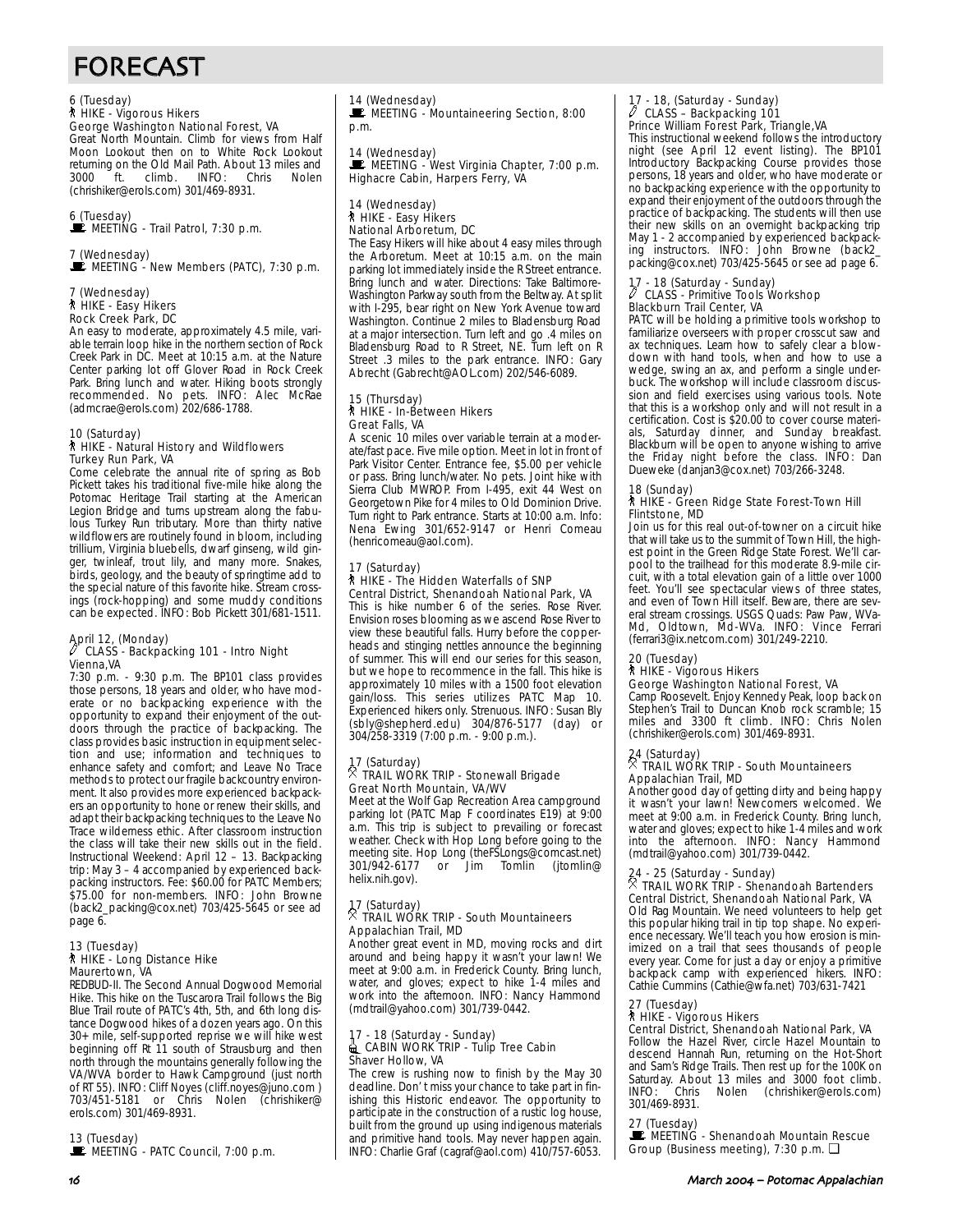# FORECAST

6 (Tuesday)
HIKE - Vigorous Hikers
George Washington National Forest, VA
Great North Mountain. Climb for views from Half Moon Lookout then on to White Rock Lookout returning on the Old Mail Path. About 13 miles and 3000 ft. climb. INFO: Chris Nolen (chrishiker@erols.com) 301/469-8931.

6 (Tuesday)
MEETING - Trail Patrol, 7:30 p.m.

7 (Wednesday)
MEETING - New Members (PATC), 7:30 p.m.

7 (Wednesday)
HIKE - Easy Hikers
Rock Creek Park, DC
An easy to moderate, approximately 4.5 mile, variable terrain loop hike in the northern section of Rock Creek Park in DC. Meet at 10:15 a.m. at the Nature Center parking lot off Glover Road in Rock Creek Park. Bring lunch and water. Hiking boots strongly recommended. No pets. INFO: Alec McRae (admcrae@erols.com) 202/686-1788.

10 (Saturday)
HIKE - Natural History and Wildflowers
Turkey Run Park, VA
Come celebrate the annual rite of spring as Bob Pickett takes his traditional five-mile hike along the Potomac Heritage Trail starting at the American Legion Bridge and turns upstream along the fabulous Turkey Run tributary. More than thirty native wildflowers are routinely found in bloom, including trillium, Virginia bluebells, dwarf ginseng, wild ginger, twinleaf, trout lily, and many more. Snakes, birds, geology, and the beauty of springtime add to the special nature of this favorite hike. Stream crossings (rock-hopping) and some muddy conditions can be expected. INFO: Bob Pickett 301/681-1511.

April 12, (Monday)
CLASS - Backpacking 101 - Intro Night
Vienna,VA
7:30 p.m. - 9:30 p.m. The BP101 class provides those persons, 18 years and older, who have moderate or no backpacking experience with the opportunity to expand their enjoyment of the outdoors through the practice of backpacking. The class provides basic instruction in equipment selection and use; information and techniques to enhance safety and comfort; and Leave No Trace methods to protect our fragile backcountry environment. It also provides more experienced backpackers an opportunity to hone or renew their skills, and adapt their backpacking techniques to the Leave No Trace wilderness ethic. After classroom instruction the class will take their new skills out in the field. Instructional Weekend: April 12 – 13. Backpacking trip: May 3 – 4 accompanied by experienced backpacking instructors. Fee: $60.00 for PATC Members; $75.00 for non-members. INFO: John Browne (back2_packing@cox.net) 703/425-5645 or see ad page 6.

13 (Tuesday)
HIKE - Long Distance Hike
Maurertown, VA
REDBUD-II. The Second Annual Dogwood Memorial Hike. This hike on the Tuscarora Trail follows the Big Blue Trail route of PATC's 4th, 5th, and 6th long distance Dogwood hikes of a dozen years ago. On this 30+ mile, self-supported reprise we will hike west beginning off Rt 11 south of Strausburg and then north through the mountains generally following the VA/WVA border to Hawk Campground (just north of RT 55). INFO: Cliff Noyes (cliff.noyes@juno.com ) 703/451-5181 or Chris Nolen (chrishiker@erols.com) 301/469-8931.

13 (Tuesday)
MEETING - PATC Council, 7:00 p.m.

14 (Wednesday)
MEETING - Mountaineering Section, 8:00 p.m.

14 (Wednesday)
MEETING - West Virginia Chapter, 7:00 p.m.
Highacre Cabin, Harpers Ferry, VA

14 (Wednesday)
HIKE - Easy Hikers
National Arboretum, DC
The Easy Hikers will hike about 4 easy miles through the Arboretum. Meet at 10:15 a.m. on the main parking lot immediately inside the R Street entrance. Bring lunch and water. Directions: Take Baltimore-Washington Parkway south from the Beltway. At split with I-295, bear right on New York Avenue toward Washington. Continue 2 miles to Bladensburg Road at a major intersection. Turn left and go .4 miles on Bladensburg Road to R Street, NE. Turn left on R Street .3 miles to the park entrance. INFO: Gary Abrecht (Gabrecht@AOL.com) 202/546-6089.

15 (Thursday)
HIKE - In-Between Hikers
Great Falls, VA
A scenic 10 miles over variable terrain at a moderate/fast pace. Five mile option. Meet in lot in front of Park Visitor Center. Entrance fee, $5.00 per vehicle or pass. Bring lunch/water. No pets. Joint hike with Sierra Club MWROP. From I-495, exit 44 West on Georgetown Pike for 4 miles to Old Dominion Drive. Turn right to Park entrance. Starts at 10:00 a.m. Info: Nena Ewing 301/652-9147 or Henri Comeau (henricomeau@aol.com).

17 (Saturday)
HIKE - The Hidden Waterfalls of SNP
Central District, Shenandoah National Park, VA
This is hike number 6 of the series. Rose River. Envision roses blooming as we ascend Rose River to view these beautiful falls. Hurry before the copperheads and stinging nettles announce the beginning of summer. This will end our series for this season, but we hope to recommence in the fall. This hike is approximately 10 miles with a 1500 foot elevation gain/loss. This series utilizes PATC Map 10. Experienced hikers only. Strenuous. INFO: Susan Bly (sbly@shepherd.edu) 304/876-5177 (day) or 304/258-3319 (7:00 p.m. - 9:00 p.m.).

17 (Saturday)
TRAIL WORK TRIP - Stonewall Brigade
Great North Mountain, VA/WV
Meet at the Wolf Gap Recreation Area campground parking lot (PATC Map F coordinates E19) at 9:00 a.m. This trip is subject to prevailing or forecast weather. Check with Hop Long before going to the meeting site. Hop Long (theFSLongs@comcast.net) 301/942-6177 or Jim Tomlin (jtomlin@helix.nih.gov).

17 (Saturday)
TRAIL WORK TRIP - South Mountaineers
Appalachian Trail, MD
Another great event in MD, moving rocks and dirt around and being happy it wasn't your lawn! We meet at 9:00 a.m. in Frederick County. Bring lunch, water, and gloves; expect to hike 1-4 miles and work into the afternoon. INFO: Nancy Hammond (mdtrail@yahoo.com) 301/739-0442.

17 - 18 (Saturday - Sunday)
CABIN WORK TRIP - Tulip Tree Cabin
Shaver Hollow, VA
The crew is rushing now to finish by the May 30 deadline. Don't miss your chance to take part in finishing this Historic endeavor. The opportunity to participate in the construction of a rustic log house, built from the ground up using indigenous materials and primitive hand tools. May never happen again. INFO: Charlie Graf (cagraf@aol.com) 410/757-6053.

17 - 18, (Saturday - Sunday)
CLASS – Backpacking 101
Prince William Forest Park, Triangle,VA
This instructional weekend follows the introductory night (see April 12 event listing). The BP101 Introductory Backpacking Course provides those persons, 18 years and older, who have moderate or no backpacking experience with the opportunity to expand their enjoyment of the outdoors through the practice of backpacking. The students will then use their new skills on an overnight backpacking trip May 1 - 2 accompanied by experienced backpacking instructors. INFO: John Browne (back2_packing@cox.net) 703/425-5645 or see ad page 6.

17 - 18 (Saturday - Sunday)
CLASS - Primitive Tools Workshop
Blackburn Trail Center, VA
PATC will be holding a primitive tools workshop to familiarize overseers with proper crosscut saw and ax techniques. Learn how to safely clear a blowdown with hand tools, when and how to use a wedge, swing an ax, and perform a single underbuck. The workshop will include classroom discussion and field exercises using various tools. Note that this is a workshop only and will not result in a certification. Cost is $20.00 to cover course materials, Saturday dinner, and Sunday breakfast. Blackburn will be open to anyone wishing to arrive the Friday night before the class. INFO: Dan Dueweke (danjan3@cox.net) 703/266-3248.

18 (Sunday)
HIKE - Green Ridge State Forest-Town Hill
Flintstone, MD
Join us for this real out-of-towner on a circuit hike that will take us to the summit of Town Hill, the highest point in the Green Ridge State Forest. We'll carpool to the trailhead for this moderate 8.9-mile circuit, with a total elevation gain of a little over 1000 feet. You'll see spectacular views of three states, and even of Town Hill itself. Beware, there are several stream crossings. USGS Quads: Paw Paw, WVa-Md, Oldtown, Md-WVa. INFO: Vince Ferrari (ferrari3@ix.netcom.com) 301/249-2210.

20 (Tuesday)
HIKE - Vigorous Hikers
George Washington National Forest, VA
Camp Roosevelt. Enjoy Kennedy Peak, loop back on Stephen's Trail to Duncan Knob rock scramble; 15 miles and 3300 ft climb. INFO: Chris Nolen (chrishiker@erols.com) 301/469-8931.

24 (Saturday)
TRAIL WORK TRIP - South Mountaineers
Appalachian Trail, MD
Another good day of getting dirty and being happy it wasn't your lawn! Newcomers welcomed. We meet at 9:00 a.m. in Frederick County. Bring lunch, water and gloves; expect to hike 1-4 miles and work into the afternoon. INFO: Nancy Hammond (mdtrail@yahoo.com) 301/739-0442.

24 - 25 (Saturday - Sunday)
TRAIL WORK TRIP - Shenandoah Bartenders
Central District, Shenandoah National Park, VA
Old Rag Mountain. We need volunteers to help get this popular hiking trail in tip top shape. No experience necessary. We'll teach you how erosion is minimized on a trail that sees thousands of people every year. Come for just a day or enjoy a primitive backpack camp with experienced hikers. INFO: Cathie Cummins (Cathie@wfa.net) 703/631-7421

27 (Tuesday)
HIKE - Vigorous Hikers
Central District, Shenandoah National Park, VA
Follow the Hazel River, circle Hazel Mountain to descend Hannah Run, returning on the Hot-Short and Sam's Ridge Trails. Then rest up for the 100K on Saturday. About 13 miles and 3000 foot climb. INFO: Chris Nolen (chrishiker@erols.com) 301/469-8931.

27 (Tuesday)
MEETING - Shenandoah Mountain Rescue Group (Business meeting), 7:30 p.m. ❑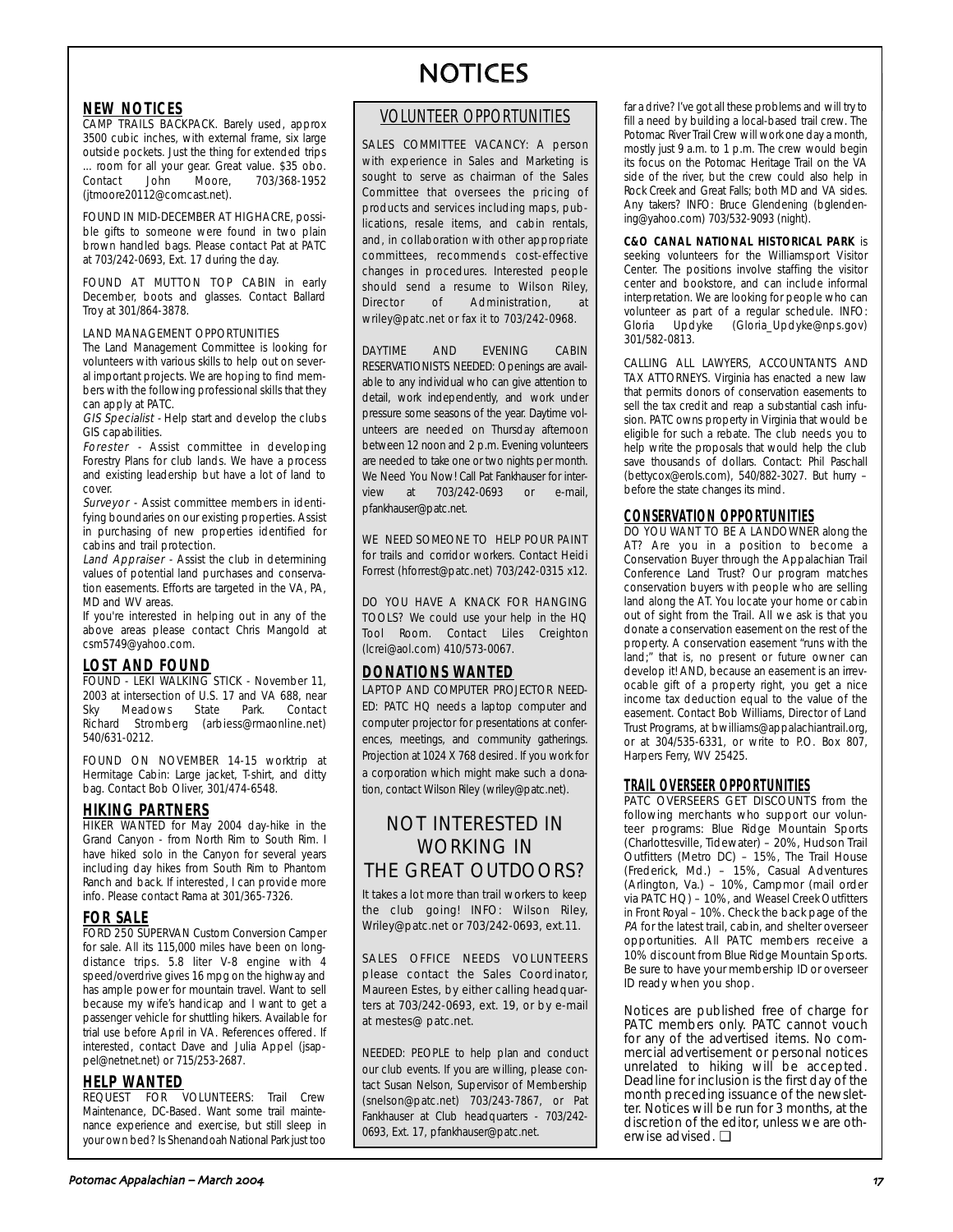# NOTICES

## NEW NOTICES

CAMP TRAILS BACKPACK. Barely used, approx 3500 cubic inches, with external frame, six large outside pockets. Just the thing for extended trips … room for all your gear. Great value. $35 obo. Contact John Moore, 703/368-1952 (jtmoore20112@comcast.net).

FOUND IN MID-DECEMBER AT HIGHACRE, possible gifts to someone were found in two plain brown handled bags. Please contact Pat at PATC at 703/242-0693, Ext. 17 during the day.

FOUND AT MUTTON TOP CABIN in early December, boots and glasses. Contact Ballard Troy at 301/864-3878.

LAND MANAGEMENT OPPORTUNITIES

The Land Management Committee is looking for volunteers with various skills to help out on several important projects. We are hoping to find members with the following professional skills that they can apply at PATC.

*GIS Specialist* - Help start and develop the clubs GIS capabilities.

*Forester* - Assist committee in developing Forestry Plans for club lands. We have a process and existing leadership but have a lot of land to cover.

*Surveyor* - Assist committee members in identifying boundaries on our existing properties. Assist in purchasing of new properties identified for cabins and trail protection.

*Land Appraiser* - Assist the club in determining values of potential land purchases and conservation easements. Efforts are targeted in the VA, PA, MD and WV areas.

If you're interested in helping out in any of the above areas please contact Chris Mangold at csm5749@yahoo.com.

## LOST AND FOUND

FOUND - LEKI WALKING STICK - November 11, 2003 at intersection of U.S. 17 and VA 688, near Sky Meadows State Park. Contact Richard Stromberg (arbiess@rmaonline.net) 540/631-0212.

FOUND ON NOVEMBER 14-15 worktrip at Hermitage Cabin: Large jacket, T-shirt, and ditty bag. Contact Bob Oliver, 301/474-6548.

## HIKING PARTNERS

HIKER WANTED for May 2004 day-hike in the Grand Canyon - from North Rim to South Rim. I have hiked solo in the Canyon for several years including day hikes from South Rim to Phantom Ranch and back. If interested, I can provide more info. Please contact Rama at 301/365-7326.

## FOR SALE

FORD 250 SUPERVAN Custom Conversion Camper for sale. All its 115,000 miles have been on long-distance trips. 5.8 liter V-8 engine with 4 speed/overdrive gives 16 mpg on the highway and has ample power for mountain travel. Want to sell because my wife's handicap and I want to get a passenger vehicle for shuttling hikers. Available for trial use before April in VA. References offered. If interested, contact Dave and Julia Appel (jsappel@netnet.net) or 715/253-2687.

## HELP WANTED

REQUEST FOR VOLUNTEERS: Trail Crew Maintenance, DC-Based. Want some trail maintenance experience and exercise, but still sleep in your own bed? Is Shenandoah National Park just too far a drive? I've got all these problems and will try to fill a need by building a local-based trail crew. The Potomac River Trail Crew will work one day a month, mostly just 9 a.m. to 1 p.m. The crew would begin its focus on the Potomac Heritage Trail on the VA side of the river, but the crew could also help in Rock Creek and Great Falls; both MD and VA sides. Any takers? INFO: Bruce Glendening (bglendening@yahoo.com) 703/532-9093 (night).

**C&O CANAL NATIONAL HISTORICAL PARK** is seeking volunteers for the Williamsport Visitor Center. The positions involve staffing the visitor center and bookstore, and can include informal interpretation. We are looking for people who can volunteer as part of a regular schedule. INFO: Gloria Updyke (Gloria_Updyke@nps.gov) 301/582-0813.

CALLING ALL LAWYERS, ACCOUNTANTS AND TAX ATTORNEYS. Virginia has enacted a new law that permits donors of conservation easements to sell the tax credit and reap a substantial cash infusion. PATC owns property in Virginia that would be eligible for such a rebate. The club needs you to help write the proposals that would help the club save thousands of dollars. Contact: Phil Paschall (bettycox@erols.com), 540/882-3027. But hurry – before the state changes its mind.

## VOLUNTEER OPPORTUNITIES

SALES COMMITTEE VACANCY: A person with experience in Sales and Marketing is sought to serve as chairman of the Sales Committee that oversees the pricing of products and services including maps, publications, resale items, and cabin rentals, and, in collaboration with other appropriate committees, recommends cost-effective changes in procedures. Interested people should send a resume to Wilson Riley, Director of Administration, at wriley@patc.net or fax it to 703/242-0968.

DAYTIME AND EVENING CABIN RESERVATIONISTS NEEDED: Openings are available to any individual who can give attention to detail, work independently, and work under pressure some seasons of the year. Daytime volunteers are needed on Thursday afternoon between 12 noon and 2 p.m. Evening volunteers are needed to take one or two nights per month. We Need You Now! Call Pat Fankhauser for interview at 703/242-0693 or e-mail, pfankhauser@patc.net.

WE NEED SOMEONE TO HELP POUR PAINT for trails and corridor workers. Contact Heidi Forrest (hforrest@patc.net) 703/242-0315 x12.

DO YOU HAVE A KNACK FOR HANGING TOOLS? We could use your help in the HQ Tool Room. Contact Liles Creighton (lcrei@aol.com) 410/573-0067.

## DONATIONS WANTED

LAPTOP AND COMPUTER PROJECTOR NEEDED: PATC HQ needs a laptop computer and computer projector for presentations at conferences, meetings, and community gatherings. Projection at 1024 X 768 desired. If you work for a corporation which might make such a donation, contact Wilson Riley (wriley@patc.net).

## NOT INTERESTED IN WORKING IN THE GREAT OUTDOORS?

It takes a lot more than trail workers to keep the club going! INFO: Wilson Riley, Wriley@patc.net or 703/242-0693, ext.11.

SALES OFFICE NEEDS VOLUNTEERS please contact the Sales Coordinator, Maureen Estes, by either calling headquarters at 703/242-0693, ext. 19, or by e-mail at mestes@ patc.net.

NEEDED: PEOPLE to help plan and conduct our club events. If you are willing, please contact Susan Nelson, Supervisor of Membership (snelson@patc.net) 703/243-7867, or Pat Fankhauser at Club headquarters - 703/242-0693, Ext. 17, pfankhauser@patc.net.

## CONSERVATION OPPORTUNITIES

DO YOU WANT TO BE A LANDOWNER along the AT? Are you in a position to become a Conservation Buyer through the Appalachian Trail Conference Land Trust? Our program matches conservation buyers with people who are selling land along the AT. You locate your home or cabin out of sight from the Trail. All we ask is that you donate a conservation easement on the rest of the property. A conservation easement "runs with the land;" that is, no present or future owner can develop it! AND, because an easement is an irrevocable gift of a property right, you get a nice income tax deduction equal to the value of the easement. Contact Bob Williams, Director of Land Trust Programs, at bwilliams@appalachiantrail.org, or at 304/535-6331, or write to P.O. Box 807, Harpers Ferry, WV 25425.

## TRAIL OVERSEER OPPORTUNITIES

PATC OVERSEERS GET DISCOUNTS from the following merchants who support our volunteer programs: Blue Ridge Mountain Sports (Charlottesville, Tidewater) – 20%, Hudson Trail Outfitters (Metro DC) – 15%, The Trail House (Frederick, Md.) – 15%, Casual Adventures (Arlington, Va.) – 10%, Campmor (mail order via PATC HQ) – 10%, and Weasel Creek Outfitters in Front Royal – 10%. Check the back page of the *PA* for the latest trail, cabin, and shelter overseer opportunities. All PATC members receive a 10% discount from Blue Ridge Mountain Sports. Be sure to have your membership ID or overseer ID ready when you shop.

Notices are published free of charge for PATC members only. PATC cannot vouch for any of the advertised items. No commercial advertisement or personal notices unrelated to hiking will be accepted. Deadline for inclusion is the first day of the month preceding issuance of the newsletter. Notices will be run for 3 months, at the discretion of the editor, unless we are otherwise advised. ❑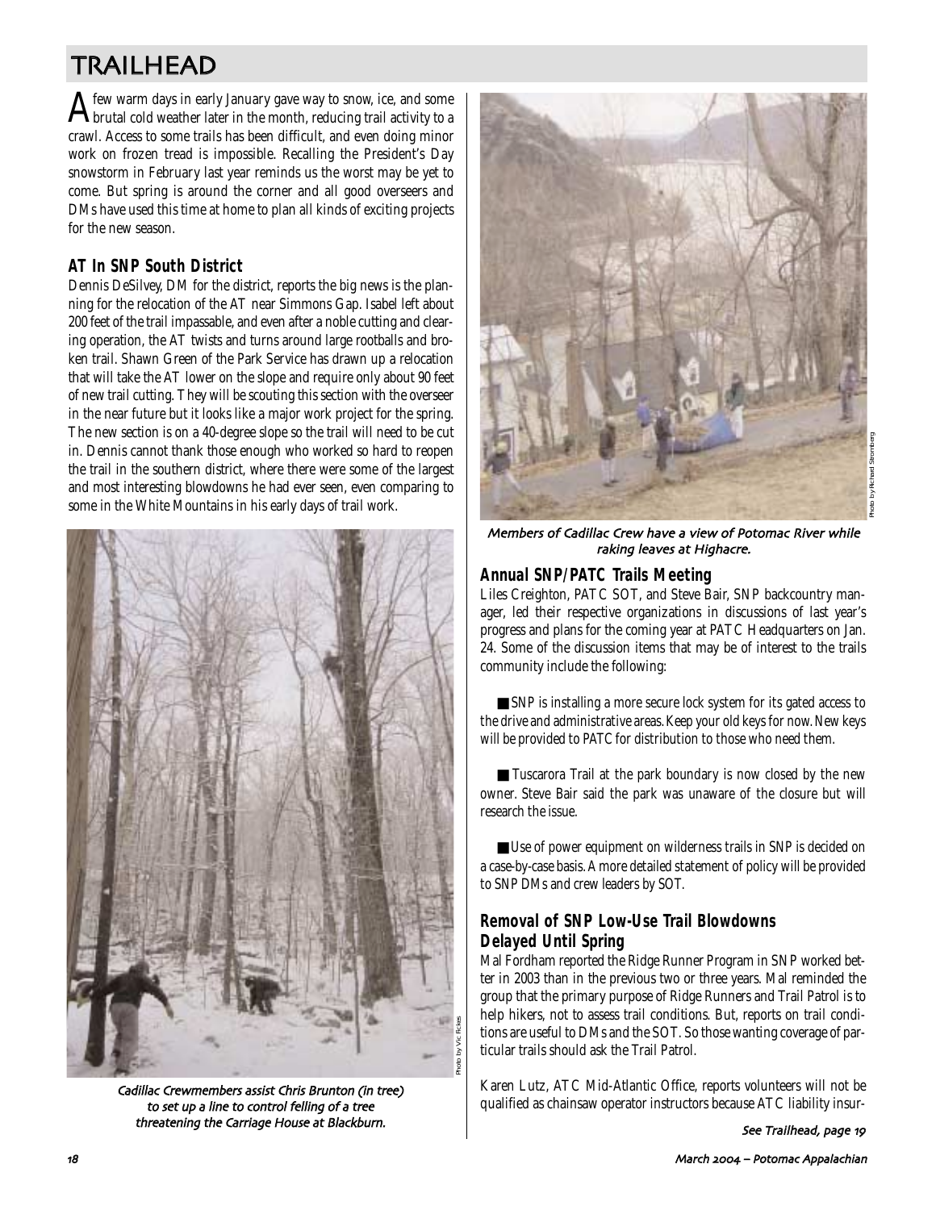# TRAILHEAD

A few warm days in early January gave way to snow, ice, and some brutal cold weather later in the month, reducing trail activity to a crawl. Access to some trails has been difficult, and even doing minor work on frozen tread is impossible. Recalling the President's Day snowstorm in February last year reminds us the worst may be yet to come. But spring is around the corner and all good overseers and DMs have used this time at home to plan all kinds of exciting projects for the new season.

## AT In SNP South District

Dennis DeSilvey, DM for the district, reports the big news is the planning for the relocation of the AT near Simmons Gap. Isabel left about 200 feet of the trail impassable, and even after a noble cutting and clearing operation, the AT twists and turns around large rootballs and broken trail. Shawn Green of the Park Service has drawn up a relocation that will take the AT lower on the slope and require only about 90 feet of new trail cutting. They will be scouting this section with the overseer in the near future but it looks like a major work project for the spring. The new section is on a 40-degree slope so the trail will need to be cut in. Dennis cannot thank those enough who worked so hard to reopen the trail in the southern district, where there were some of the largest and most interesting blowdowns he had ever seen, even comparing to some in the White Mountains in his early days of trail work.

*Cadillac Crewmembers assist Chris Brunton (in tree) to set up a line to control felling of a tree threatening the Carriage House at Blackburn.*

Photo by Vic Fickes

*Members of Cadillac Crew have a view of Potomac River while raking leaves at Highacre.*

Photo by Richard Stromberg

## Annual SNP/PATC Trails Meeting

Liles Creighton, PATC SOT, and Steve Bair, SNP backcountry manager, led their respective organizations in discussions of last year's progress and plans for the coming year at PATC Headquarters on Jan. 24. Some of the discussion items that may be of interest to the trails community include the following:

■ SNP is installing a more secure lock system for its gated access to the drive and administrative areas. Keep your old keys for now. New keys will be provided to PATC for distribution to those who need them.

■ Tuscarora Trail at the park boundary is now closed by the new owner. Steve Bair said the park was unaware of the closure but will research the issue.

■ Use of power equipment on wilderness trails in SNP is decided on a case-by-case basis. A more detailed statement of policy will be provided to SNP DMs and crew leaders by SOT.

## Removal of SNP Low-Use Trail Blowdowns Delayed Until Spring

Mal Fordham reported the Ridge Runner Program in SNP worked better in 2003 than in the previous two or three years. Mal reminded the group that the primary purpose of Ridge Runners and Trail Patrol is to help hikers, not to assess trail conditions. But, reports on trail conditions are useful to DMs and the SOT. So those wanting coverage of particular trails should ask the Trail Patrol.

Karen Lutz, ATC Mid-Atlantic Office, reports volunteers will not be qualified as chainsaw operator instructors because ATC liability insur-

*See Trailhead, page 19*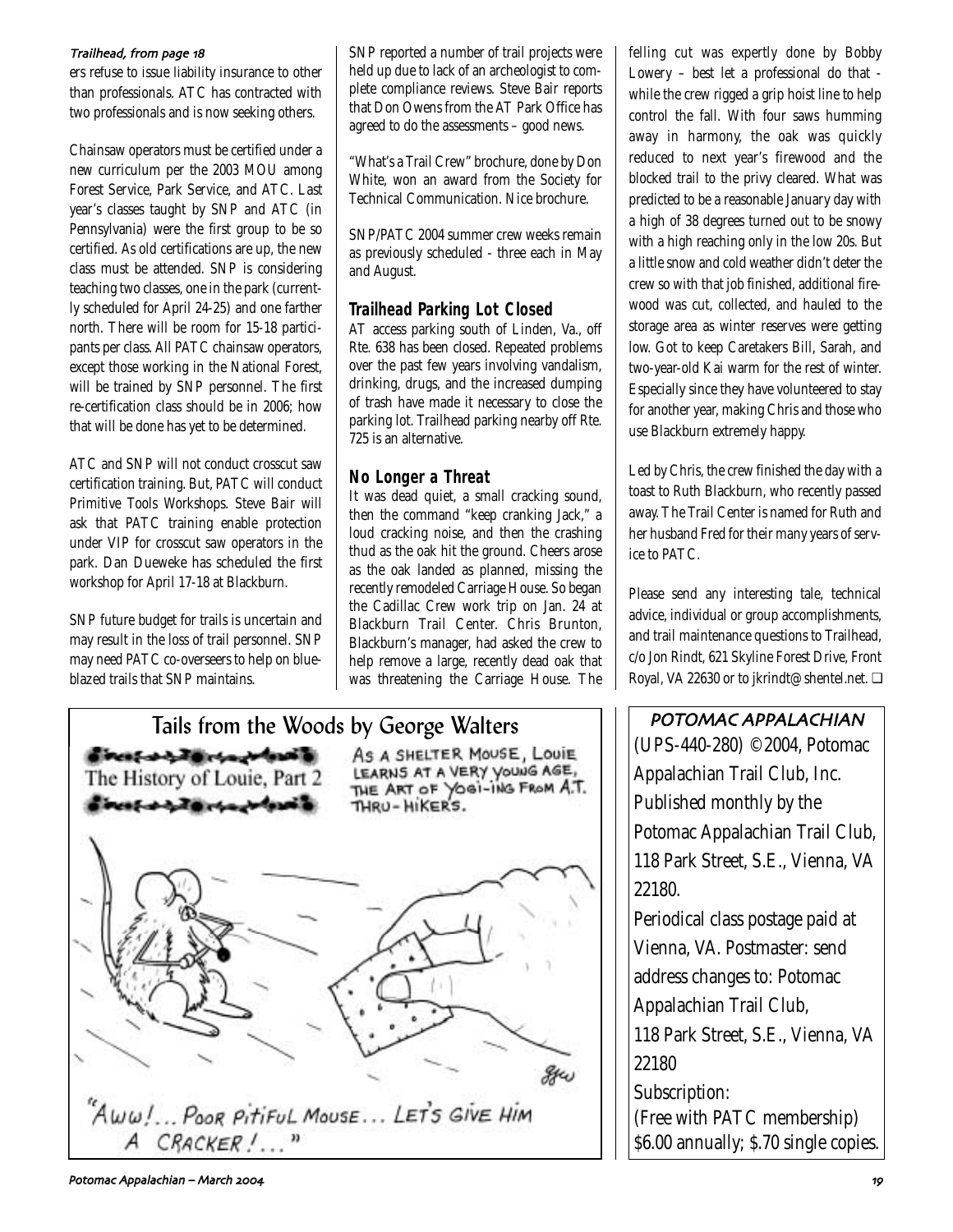*Trailhead, from page 18*

ers refuse to issue liability insurance to other than professionals. ATC has contracted with two professionals and is now seeking others.

Chainsaw operators must be certified under a new curriculum per the 2003 MOU among Forest Service, Park Service, and ATC. Last year's classes taught by SNP and ATC (in Pennsylvania) were the first group to be so certified. As old certifications are up, the new class must be attended. SNP is considering teaching two classes, one in the park (currently scheduled for April 24-25) and one farther north. There will be room for 15-18 participants per class. All PATC chainsaw operators, except those working in the National Forest, will be trained by SNP personnel. The first re-certification class should be in 2006; how that will be done has yet to be determined.

ATC and SNP will not conduct crosscut saw certification training. But, PATC will conduct Primitive Tools Workshops. Steve Bair will ask that PATC training enable protection under VIP for crosscut saw operators in the park. Dan Dueweke has scheduled the first workshop for April 17-18 at Blackburn.

SNP future budget for trails is uncertain and may result in the loss of trail personnel. SNP may need PATC co-overseers to help on blue-blazed trails that SNP maintains.

SNP reported a number of trail projects were held up due to lack of an archeologist to complete compliance reviews. Steve Bair reports that Don Owens from the AT Park Office has agreed to do the assessments – good news.

"What's a Trail Crew" brochure, done by Don White, won an award from the Society for Technical Communication. Nice brochure.

SNP/PATC 2004 summer crew weeks remain as previously scheduled - three each in May and August.

### Trailhead Parking Lot Closed

AT access parking south of Linden, Va., off Rte. 638 has been closed. Repeated problems over the past few years involving vandalism, drinking, drugs, and the increased dumping of trash have made it necessary to close the parking lot. Trailhead parking nearby off Rte. 725 is an alternative.

### No Longer a Threat

It was dead quiet, a small cracking sound, then the command "keep cranking Jack," a loud cracking noise, and then the crashing thud as the oak hit the ground. Cheers arose as the oak landed as planned, missing the recently remodeled Carriage House. So began the Cadillac Crew work trip on Jan. 24 at Blackburn Trail Center. Chris Brunton, Blackburn's manager, had asked the crew to help remove a large, recently dead oak that was threatening the Carriage House. The felling cut was expertly done by Bobby Lowery – best let a professional do that - while the crew rigged a grip hoist line to help control the fall. With four saws humming away in harmony, the oak was quickly reduced to next year's firewood and the blocked trail to the privy cleared. What was predicted to be a reasonable January day with a high of 38 degrees turned out to be snowy with a high reaching only in the low 20s. But a little snow and cold weather didn't deter the crew so with that job finished, additional firewood was cut, collected, and hauled to the storage area as winter reserves were getting low. Got to keep Caretakers Bill, Sarah, and two-year-old Kai warm for the rest of winter. Especially since they have volunteered to stay for another year, making Chris and those who use Blackburn extremely happy.

Led by Chris, the crew finished the day with a toast to Ruth Blackburn, who recently passed away. The Trail Center is named for Ruth and her husband Fred for their many years of service to PATC.

Please send any interesting tale, technical advice, individual or group accomplishments, and trail maintenance questions to Trailhead, c/o Jon Rindt, 621 Skyline Forest Drive, Front Royal, VA 22630 or to jkrindt@shentel.net. ❑

## Tails from the Woods by George Walters

The History of Louie, Part 2

AS A SHELTER MOUSE, LOUIE LEARNS AT A VERY YOUNG AGE, THE ART OF YOGI-ING FROM A.T. THRU-HIKERS.

"AWW!... POOR PITIFUL MOUSE... LET'S GIVE HIM A CRACKER!..."

**POTOMAC APPALACHIAN**

(UPS-440-280) ©2004, Potomac Appalachian Trail Club, Inc. Published monthly by the Potomac Appalachian Trail Club, 118 Park Street, S.E., Vienna, VA 22180.

Periodical class postage paid at Vienna, VA. Postmaster: send address changes to: Potomac Appalachian Trail Club, 118 Park Street, S.E., Vienna, VA 22180

Subscription:
(Free with PATC membership)
$6.00 annually; $.70 single copies.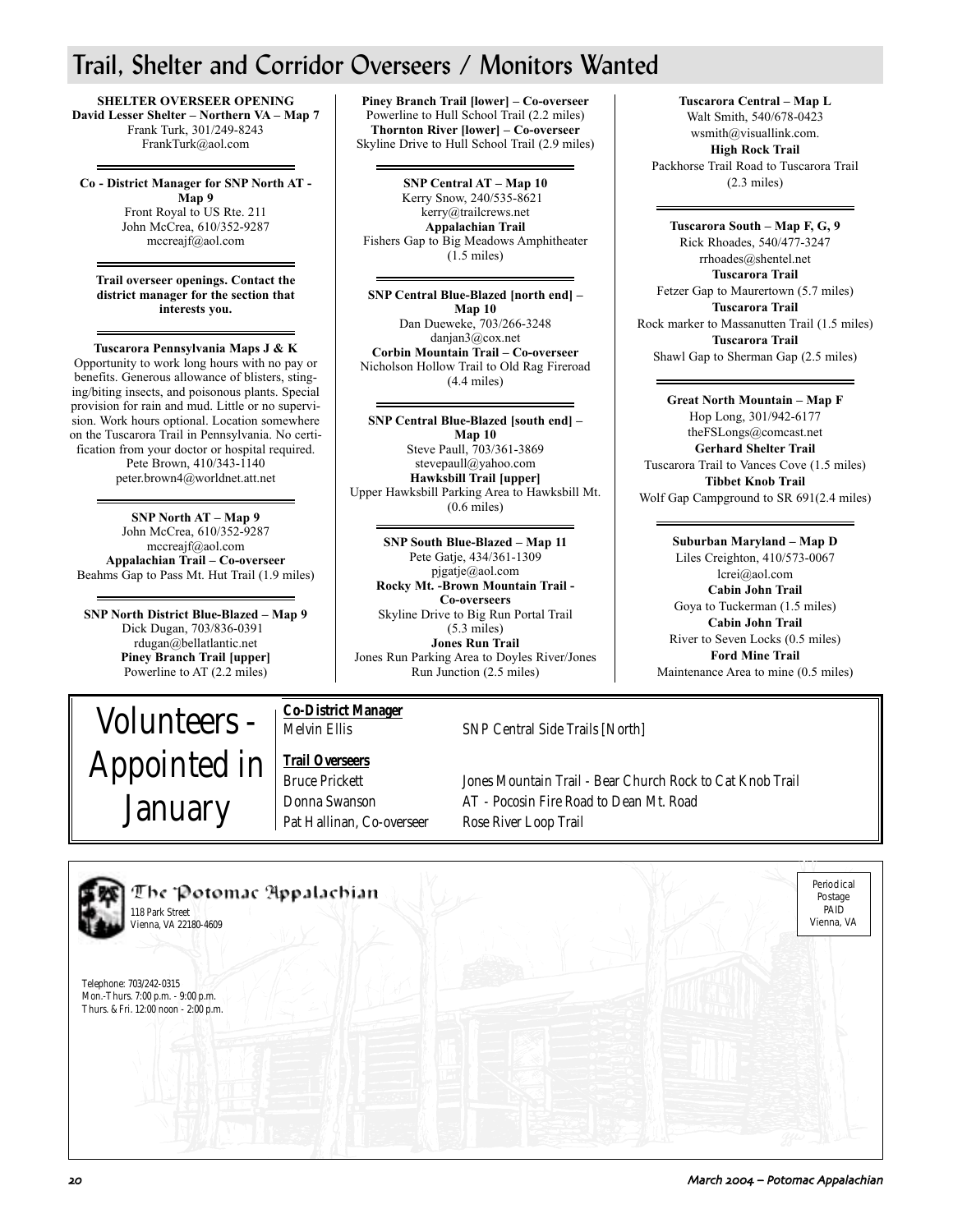# Trail, Shelter and Corridor Overseers / Monitors Wanted

**SHELTER OVERSEER OPENING**
**David Lesser Shelter – Northern VA – Map 7**
Frank Turk, 301/249-8243
FrankTurk@aol.com

**Co - District Manager for SNP North AT - Map 9**
Front Royal to US Rte. 211
John McCrea, 610/352-9287
mccreajf@aol.com

**Trail overseer openings. Contact the district manager for the section that interests you.**

**Tuscarora Pennsylvania Maps J & K**
Opportunity to work long hours with no pay or benefits. Generous allowance of blisters, stinging/biting insects, and poisonous plants. Special provision for rain and mud. Little or no supervision. Work hours optional. Location somewhere on the Tuscarora Trail in Pennsylvania. No certification from your doctor or hospital required.
Pete Brown, 410/343-1140
peter.brown4@worldnet.att.net

**SNP North AT – Map 9**
John McCrea, 610/352-9287
mccreajf@aol.com
**Appalachian Trail – Co-overseer**
Beahms Gap to Pass Mt. Hut Trail (1.9 miles)

**SNP North District Blue-Blazed – Map 9**
Dick Dugan, 703/836-0391
rdugan@bellatlantic.net
**Piney Branch Trail [upper]**
Powerline to AT (2.2 miles)
**Piney Branch Trail [lower] – Co-overseer**
Powerline to Hull School Trail (2.2 miles)
**Thornton River [lower] – Co-overseer**
Skyline Drive to Hull School Trail (2.9 miles)

**SNP Central AT – Map 10**
Kerry Snow, 240/535-8621
kerry@trailcrews.net
**Appalachian Trail**
Fishers Gap to Big Meadows Amphitheater (1.5 miles)

**SNP Central Blue-Blazed [north end] – Map 10**
Dan Dueweke, 703/266-3248
danjan3@cox.net
**Corbin Mountain Trail – Co-overseer**
Nicholson Hollow Trail to Old Rag Fireroad (4.4 miles)

**SNP Central Blue-Blazed [south end] – Map 10**
Steve Paull, 703/361-3869
stevepaull@yahoo.com
**Hawksbill Trail [upper]**
Upper Hawksbill Parking Area to Hawksbill Mt. (0.6 miles)

**SNP South Blue-Blazed – Map 11**
Pete Gatje, 434/361-1309
pjgatje@aol.com
**Rocky Mt. -Brown Mountain Trail - Co-overseers**
Skyline Drive to Big Run Portal Trail (5.3 miles)
**Jones Run Trail**
Jones Run Parking Area to Doyles River/Jones Run Junction (2.5 miles)

**Tuscarora Central – Map L**
Walt Smith, 540/678-0423
wsmith@visuallink.com.
**High Rock Trail**
Packhorse Trail Road to Tuscarora Trail (2.3 miles)

**Tuscarora South – Map F, G, 9**
Rick Rhoades, 540/477-3247
rrhoades@shentel.net
**Tuscarora Trail**
Fetzer Gap to Maurertown (5.7 miles)
**Tuscarora Trail**
Rock marker to Massanutten Trail (1.5 miles)
**Tuscarora Trail**
Shawl Gap to Sherman Gap (2.5 miles)

**Great North Mountain – Map F**
Hop Long, 301/942-6177
theFSLongs@comcast.net
**Gerhard Shelter Trail**
Tuscarora Trail to Vances Cove (1.5 miles)
**Tibbet Knob Trail**
Wolf Gap Campground to SR 691(2.4 miles)

**Suburban Maryland – Map D**
Liles Creighton, 410/573-0067
lcrei@aol.com
**Cabin John Trail**
Goya to Tuckerman (1.5 miles)
**Cabin John Trail**
River to Seven Locks (0.5 miles)
**Ford Mine Trail**
Maintenance Area to mine (0.5 miles)

## Volunteers - Appointed in January

**Co-District Manager**
Melvin Ellis — SNP Central Side Trails [North]

**Trail Overseers**
Bruce Prickett — Jones Mountain Trail - Bear Church Rock to Cat Knob Trail
Donna Swanson — AT - Pocosin Fire Road to Dean Mt. Road
Pat Hallinan, Co-overseer — Rose River Loop Trail

The Potomac Appalachian
118 Park Street
Vienna, VA 22180-4609

Telephone: 703/242-0315
Mon.-Thurs. 7:00 p.m. - 9:00 p.m.
Thurs. & Fri. 12:00 noon - 2:00 p.m.

Periodical Postage PAID Vienna, VA